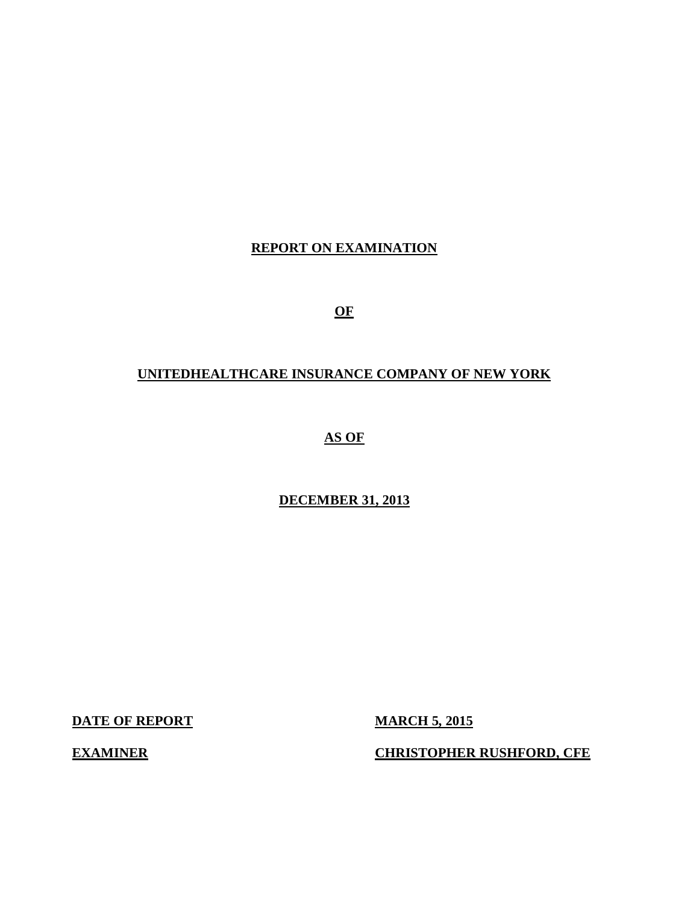# REPORT ON EXAMINATION

# OF

# UNITEDHEALTHCARE INSURANCE COMPANY OF NEW YORK

# AS OF

# DECEMBER 31, 2013

| | |
|---|---|
| **DATE OF REPORT** | **MARCH 5, 2015** |
| **EXAMINER** | **CHRISTOPHER RUSHFORD, CFE** |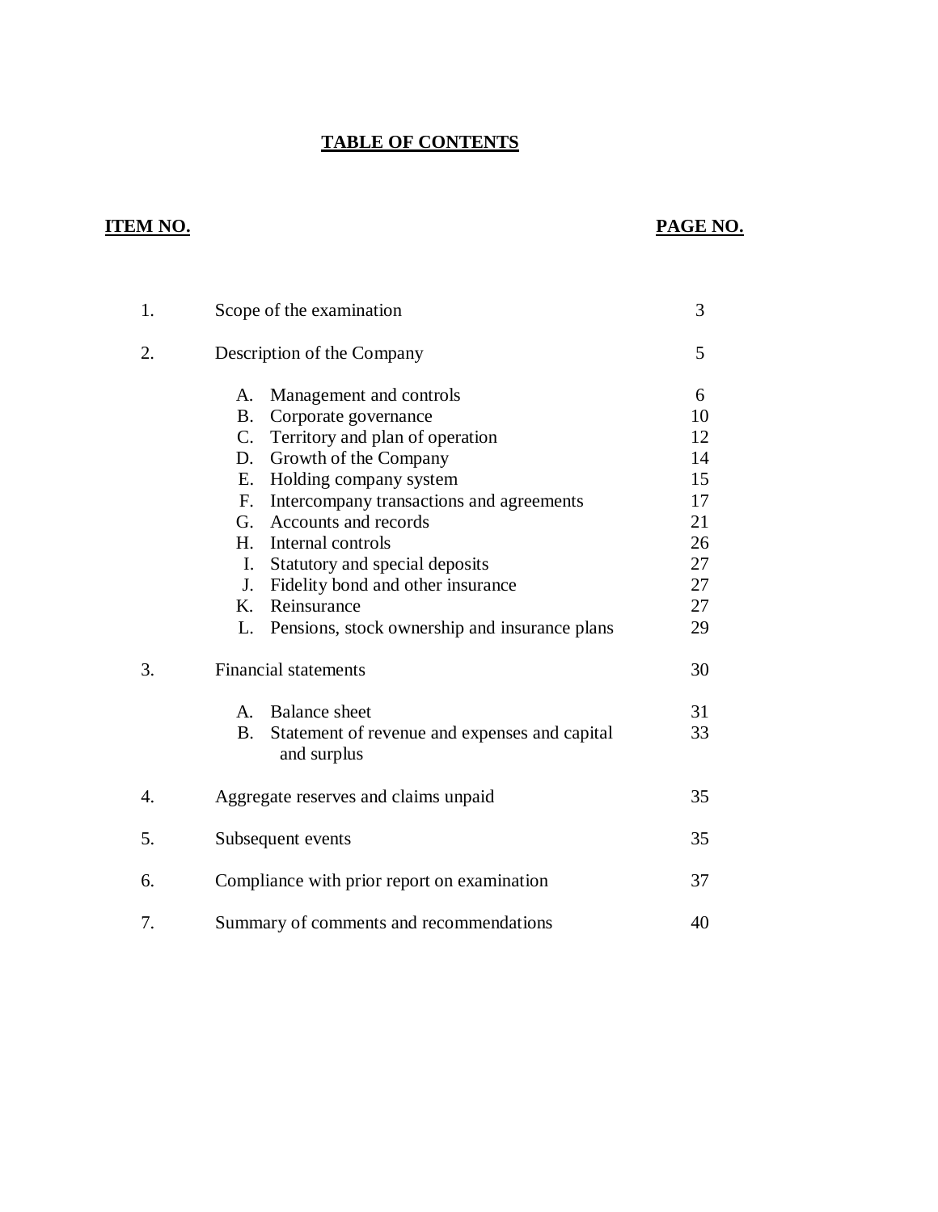# TABLE OF CONTENTS

| ITEM NO. | | PAGE NO. |
|---|---|---|
| 1. | Scope of the examination | 3 |
| 2. | Description of the Company | 5 |
| | A. Management and controls | 6 |
| | B. Corporate governance | 10 |
| | C. Territory and plan of operation | 12 |
| | D. Growth of the Company | 14 |
| | E. Holding company system | 15 |
| | F. Intercompany transactions and agreements | 17 |
| | G. Accounts and records | 21 |
| | H. Internal controls | 26 |
| | I. Statutory and special deposits | 27 |
| | J. Fidelity bond and other insurance | 27 |
| | K. Reinsurance | 27 |
| | L. Pensions, stock ownership and insurance plans | 29 |
| 3. | Financial statements | 30 |
| | A. Balance sheet | 31 |
| | B. Statement of revenue and expenses and capital and surplus | 33 |
| 4. | Aggregate reserves and claims unpaid | 35 |
| 5. | Subsequent events | 35 |
| 6. | Compliance with prior report on examination | 37 |
| 7. | Summary of comments and recommendations | 40 |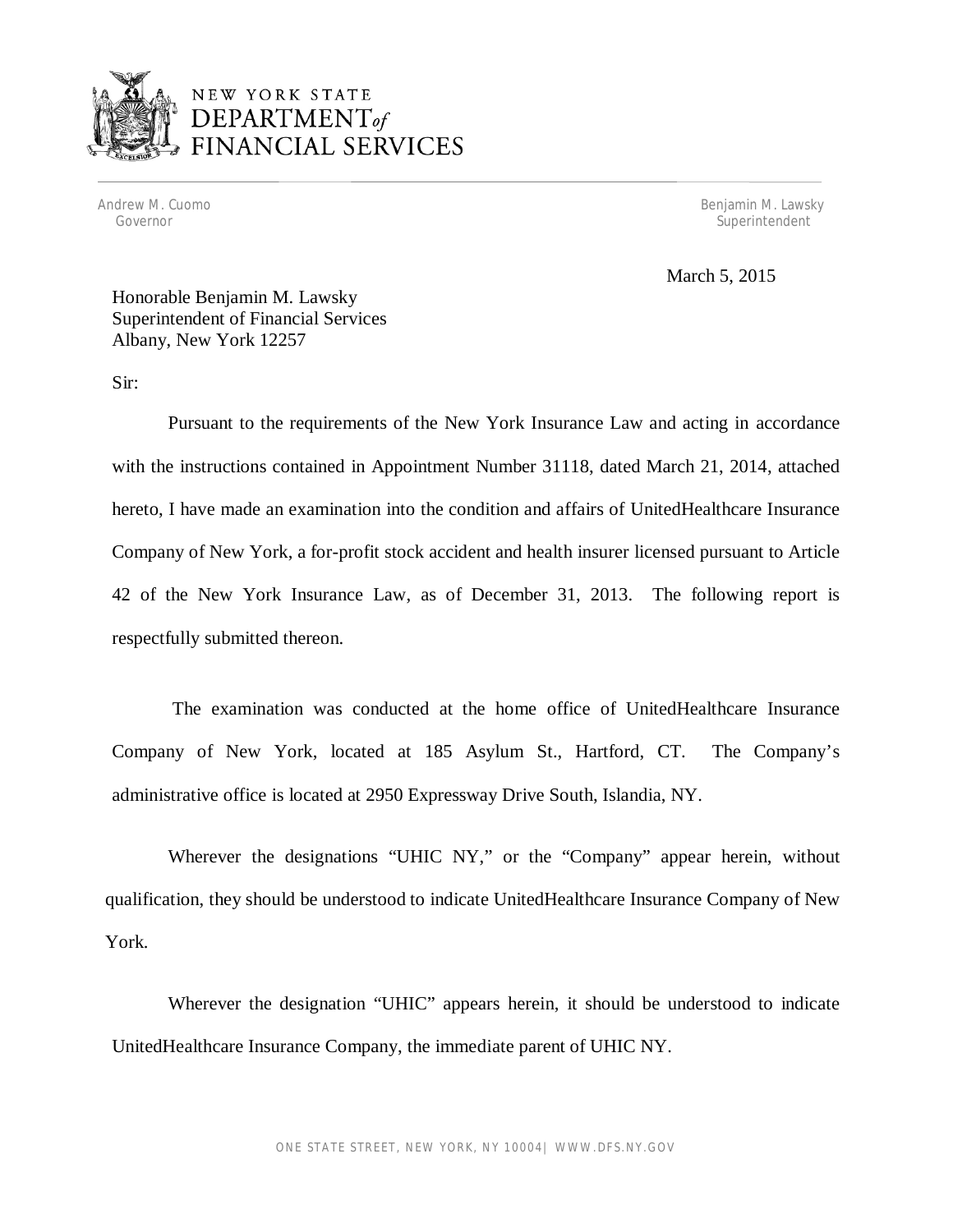NEW YORK STATE
DEPARTMENT *of* FINANCIAL SERVICES

Andrew M. Cuomo
Governor

Benjamin M. Lawsky
Superintendent

March 5, 2015

Honorable Benjamin M. Lawsky
Superintendent of Financial Services
Albany, New York 12257

Sir:

Pursuant to the requirements of the New York Insurance Law and acting in accordance with the instructions contained in Appointment Number 31118, dated March 21, 2014, attached hereto, I have made an examination into the condition and affairs of UnitedHealthcare Insurance Company of New York, a for-profit stock accident and health insurer licensed pursuant to Article 42 of the New York Insurance Law, as of December 31, 2013. The following report is respectfully submitted thereon.

The examination was conducted at the home office of UnitedHealthcare Insurance Company of New York, located at 185 Asylum St., Hartford, CT. The Company's administrative office is located at 2950 Expressway Drive South, Islandia, NY.

Wherever the designations "UHIC NY," or the "Company" appear herein, without qualification, they should be understood to indicate UnitedHealthcare Insurance Company of New York.

Wherever the designation "UHIC" appears herein, it should be understood to indicate UnitedHealthcare Insurance Company, the immediate parent of UHIC NY.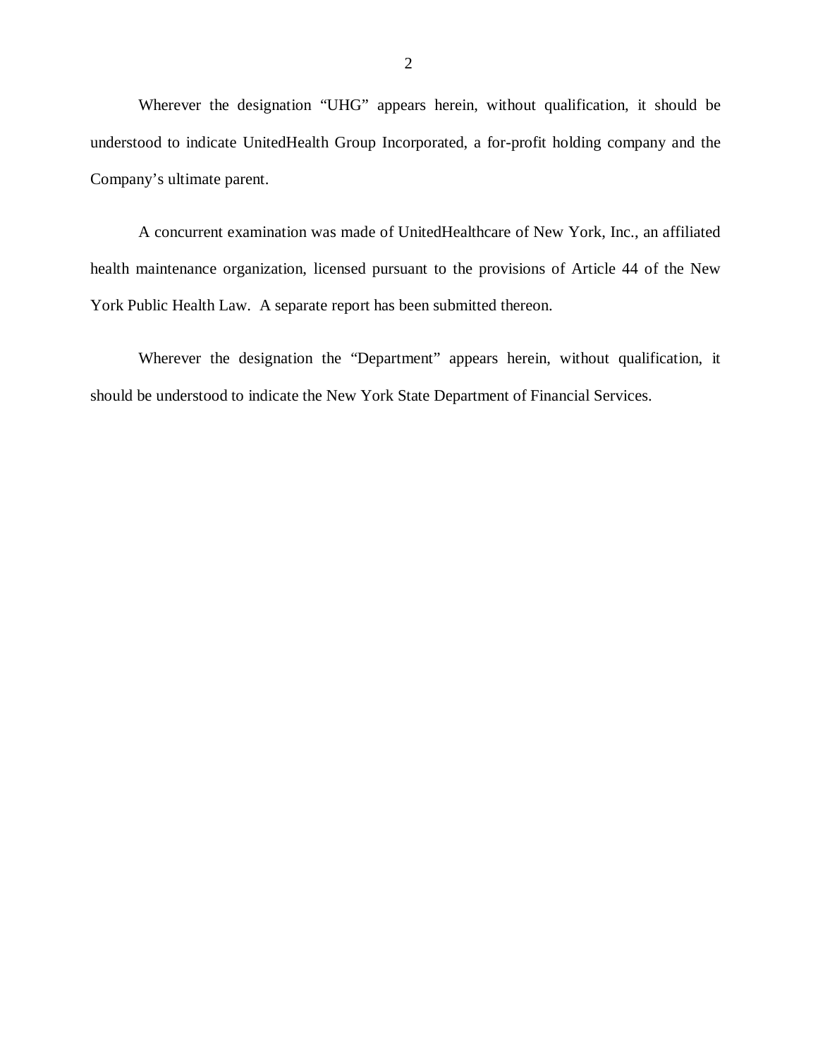Wherever the designation “UHG” appears herein, without qualification, it should be understood to indicate UnitedHealth Group Incorporated, a for-profit holding company and the Company’s ultimate parent.

A concurrent examination was made of UnitedHealthcare of New York, Inc., an affiliated health maintenance organization, licensed pursuant to the provisions of Article 44 of the New York Public Health Law. A separate report has been submitted thereon.

Wherever the designation the “Department” appears herein, without qualification, it should be understood to indicate the New York State Department of Financial Services.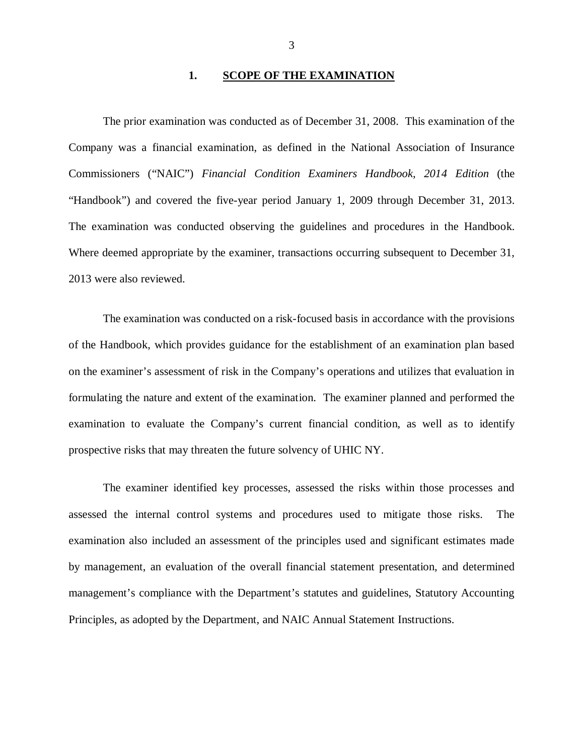## 1. SCOPE OF THE EXAMINATION

The prior examination was conducted as of December 31, 2008. This examination of the Company was a financial examination, as defined in the National Association of Insurance Commissioners ("NAIC") *Financial Condition Examiners Handbook, 2014 Edition* (the "Handbook") and covered the five-year period January 1, 2009 through December 31, 2013. The examination was conducted observing the guidelines and procedures in the Handbook. Where deemed appropriate by the examiner, transactions occurring subsequent to December 31, 2013 were also reviewed.

The examination was conducted on a risk-focused basis in accordance with the provisions of the Handbook, which provides guidance for the establishment of an examination plan based on the examiner's assessment of risk in the Company's operations and utilizes that evaluation in formulating the nature and extent of the examination. The examiner planned and performed the examination to evaluate the Company's current financial condition, as well as to identify prospective risks that may threaten the future solvency of UHIC NY.

The examiner identified key processes, assessed the risks within those processes and assessed the internal control systems and procedures used to mitigate those risks. The examination also included an assessment of the principles used and significant estimates made by management, an evaluation of the overall financial statement presentation, and determined management's compliance with the Department's statutes and guidelines, Statutory Accounting Principles, as adopted by the Department, and NAIC Annual Statement Instructions.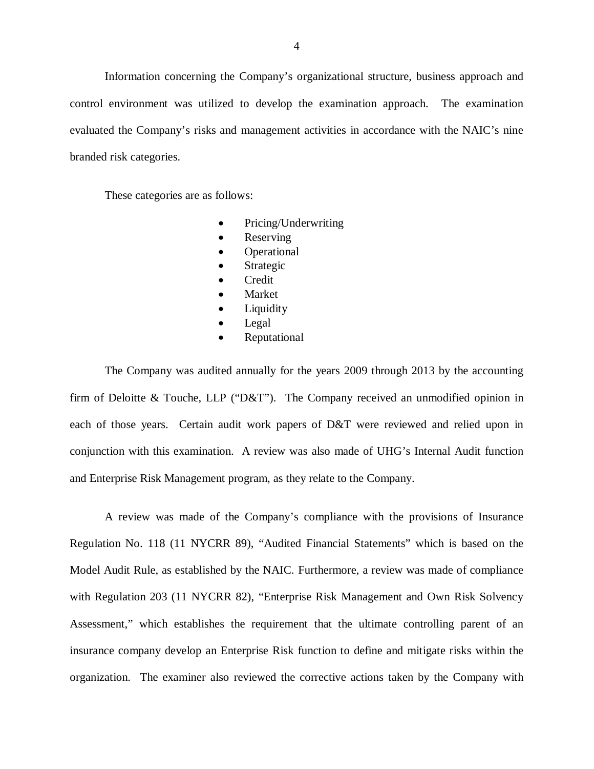Information concerning the Company's organizational structure, business approach and control environment was utilized to develop the examination approach. The examination evaluated the Company's risks and management activities in accordance with the NAIC's nine branded risk categories.

These categories are as follows:

- Pricing/Underwriting
- Reserving
- Operational
- Strategic
- Credit
- Market
- Liquidity
- Legal
- Reputational

The Company was audited annually for the years 2009 through 2013 by the accounting firm of Deloitte & Touche, LLP ("D&T"). The Company received an unmodified opinion in each of those years. Certain audit work papers of D&T were reviewed and relied upon in conjunction with this examination. A review was also made of UHG's Internal Audit function and Enterprise Risk Management program, as they relate to the Company.

A review was made of the Company's compliance with the provisions of Insurance Regulation No. 118 (11 NYCRR 89), "Audited Financial Statements" which is based on the Model Audit Rule, as established by the NAIC. Furthermore, a review was made of compliance with Regulation 203 (11 NYCRR 82), "Enterprise Risk Management and Own Risk Solvency Assessment," which establishes the requirement that the ultimate controlling parent of an insurance company develop an Enterprise Risk function to define and mitigate risks within the organization. The examiner also reviewed the corrective actions taken by the Company with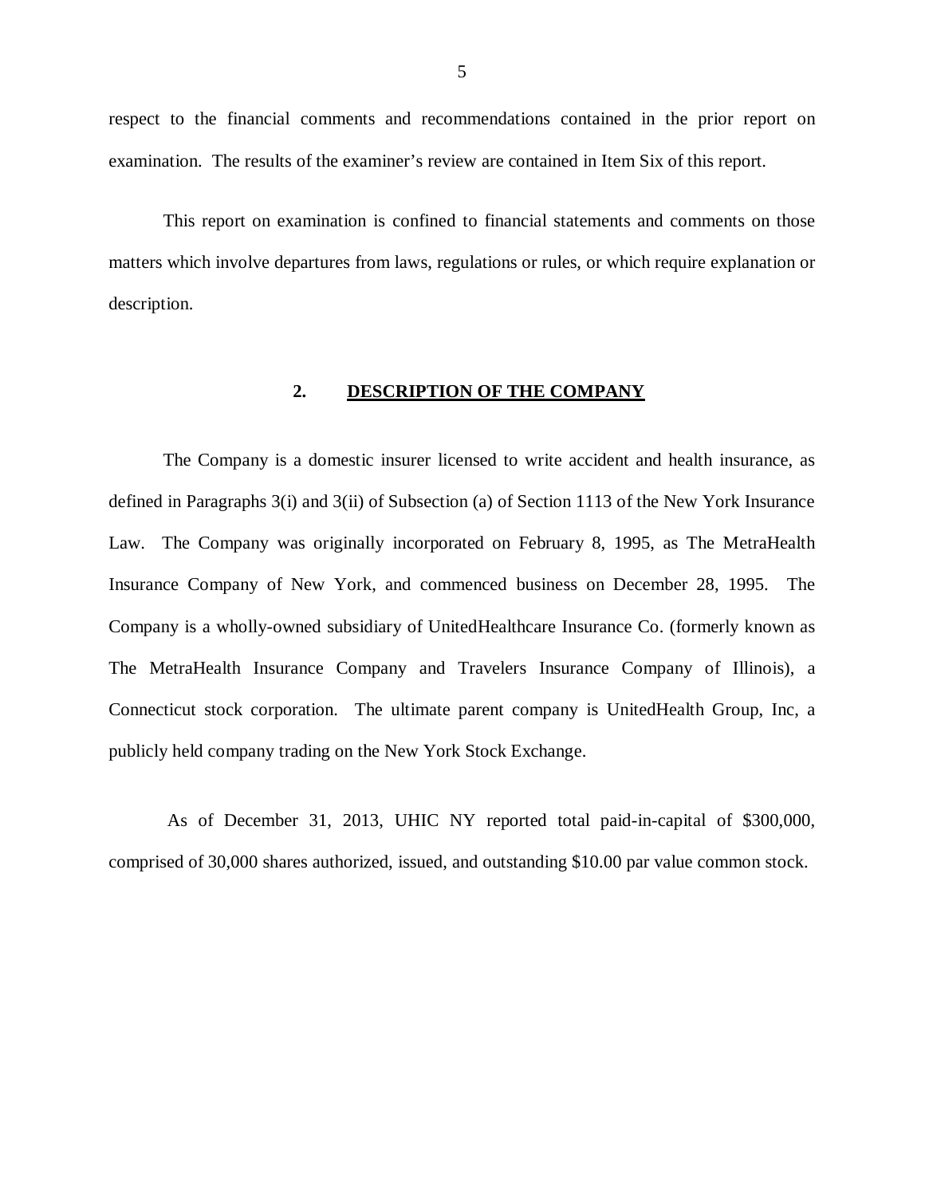respect to the financial comments and recommendations contained in the prior report on examination. The results of the examiner's review are contained in Item Six of this report.

This report on examination is confined to financial statements and comments on those matters which involve departures from laws, regulations or rules, or which require explanation or description.

## 2. DESCRIPTION OF THE COMPANY

The Company is a domestic insurer licensed to write accident and health insurance, as defined in Paragraphs 3(i) and 3(ii) of Subsection (a) of Section 1113 of the New York Insurance Law. The Company was originally incorporated on February 8, 1995, as The MetraHealth Insurance Company of New York, and commenced business on December 28, 1995. The Company is a wholly-owned subsidiary of UnitedHealthcare Insurance Co. (formerly known as The MetraHealth Insurance Company and Travelers Insurance Company of Illinois), a Connecticut stock corporation. The ultimate parent company is UnitedHealth Group, Inc, a publicly held company trading on the New York Stock Exchange.

As of December 31, 2013, UHIC NY reported total paid-in-capital of $300,000, comprised of 30,000 shares authorized, issued, and outstanding $10.00 par value common stock.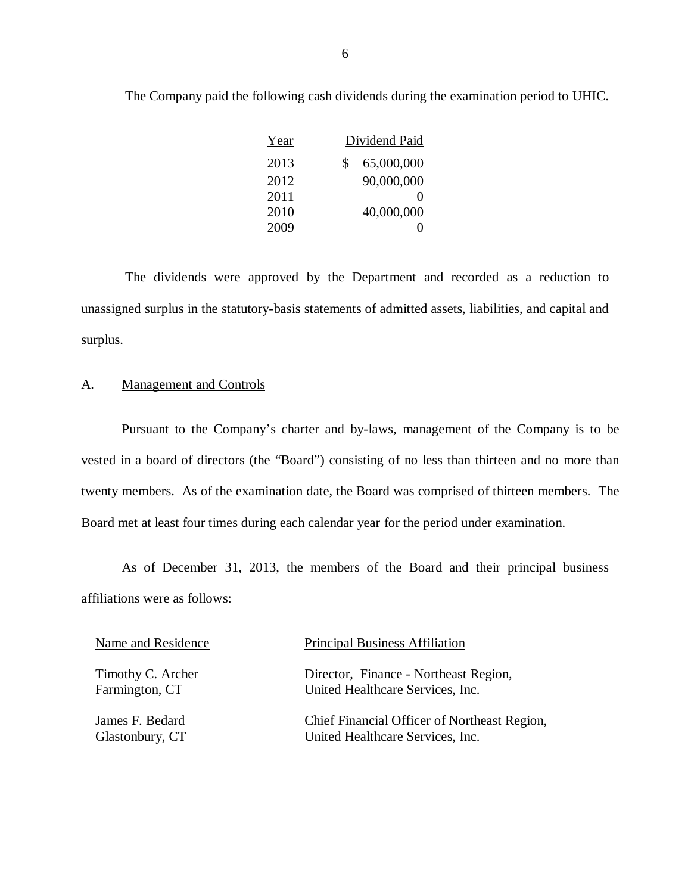The Company paid the following cash dividends during the examination period to UHIC.

| Year | Dividend Paid |
|---|---|
| 2013 | $ 65,000,000 |
| 2012 | 90,000,000 |
| 2011 | 0 |
| 2010 | 40,000,000 |
| 2009 | 0 |

The dividends were approved by the Department and recorded as a reduction to unassigned surplus in the statutory-basis statements of admitted assets, liabilities, and capital and surplus.

## A. Management and Controls

Pursuant to the Company's charter and by-laws, management of the Company is to be vested in a board of directors (the "Board") consisting of no less than thirteen and no more than twenty members. As of the examination date, the Board was comprised of thirteen members. The Board met at least four times during each calendar year for the period under examination.

As of December 31, 2013, the members of the Board and their principal business affiliations were as follows:

| Name and Residence | Principal Business Affiliation |
|---|---|
| Timothy C. Archer<br>Farmington, CT | Director, Finance - Northeast Region,<br>United Healthcare Services, Inc. |
| James F. Bedard<br>Glastonbury, CT | Chief Financial Officer of Northeast Region,<br>United Healthcare Services, Inc. |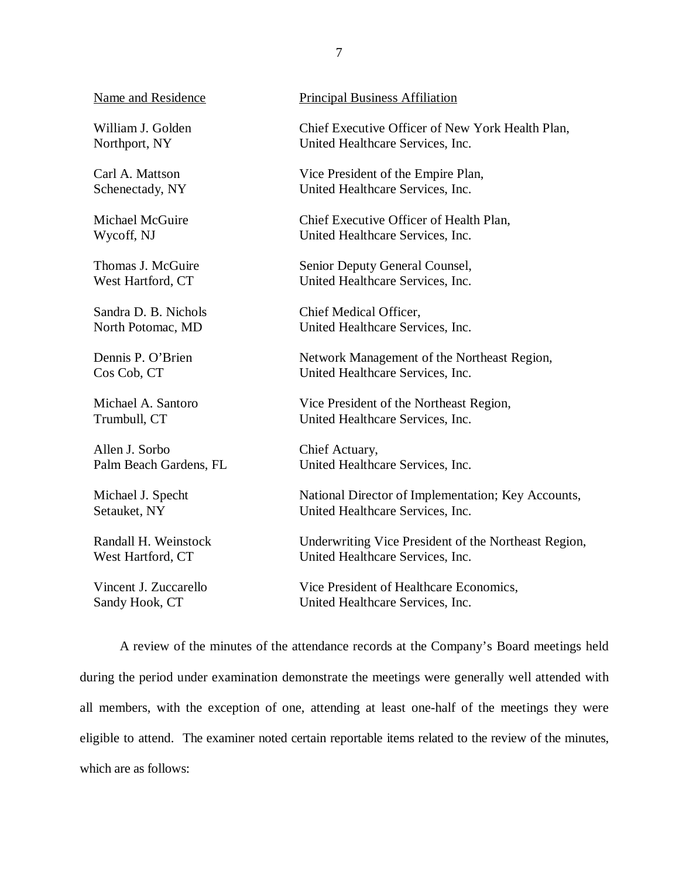| Name and Residence | Principal Business Affiliation |
|---|---|
| William J. Golden<br>Northport, NY | Chief Executive Officer of New York Health Plan,<br>United Healthcare Services, Inc. |
| Carl A. Mattson<br>Schenectady, NY | Vice President of the Empire Plan,<br>United Healthcare Services, Inc. |
| Michael McGuire<br>Wycoff, NJ | Chief Executive Officer of Health Plan,<br>United Healthcare Services, Inc. |
| Thomas J. McGuire<br>West Hartford, CT | Senior Deputy General Counsel,<br>United Healthcare Services, Inc. |
| Sandra D. B. Nichols<br>North Potomac, MD | Chief Medical Officer,<br>United Healthcare Services, Inc. |
| Dennis P. O'Brien<br>Cos Cob, CT | Network Management of the Northeast Region,<br>United Healthcare Services, Inc. |
| Michael A. Santoro<br>Trumbull, CT | Vice President of the Northeast Region,<br>United Healthcare Services, Inc. |
| Allen J. Sorbo<br>Palm Beach Gardens, FL | Chief Actuary,<br>United Healthcare Services, Inc. |
| Michael J. Specht<br>Setauket, NY | National Director of Implementation; Key Accounts,<br>United Healthcare Services, Inc. |
| Randall H. Weinstock<br>West Hartford, CT | Underwriting Vice President of the Northeast Region,<br>United Healthcare Services, Inc. |
| Vincent J. Zuccarello<br>Sandy Hook, CT | Vice President of Healthcare Economics,<br>United Healthcare Services, Inc. |

A review of the minutes of the attendance records at the Company's Board meetings held during the period under examination demonstrate the meetings were generally well attended with all members, with the exception of one, attending at least one-half of the meetings they were eligible to attend. The examiner noted certain reportable items related to the review of the minutes, which are as follows: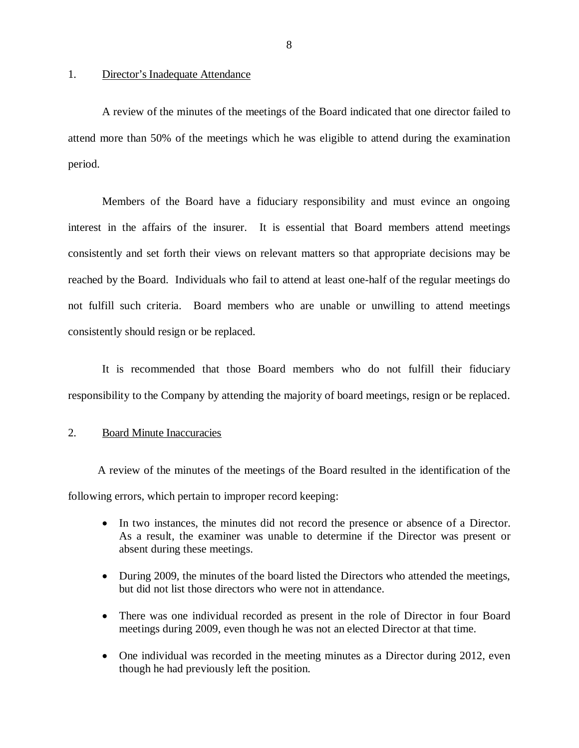1. Director's Inadequate Attendance

A review of the minutes of the meetings of the Board indicated that one director failed to attend more than 50% of the meetings which he was eligible to attend during the examination period.

Members of the Board have a fiduciary responsibility and must evince an ongoing interest in the affairs of the insurer. It is essential that Board members attend meetings consistently and set forth their views on relevant matters so that appropriate decisions may be reached by the Board. Individuals who fail to attend at least one-half of the regular meetings do not fulfill such criteria. Board members who are unable or unwilling to attend meetings consistently should resign or be replaced.

It is recommended that those Board members who do not fulfill their fiduciary responsibility to the Company by attending the majority of board meetings, resign or be replaced.

2. Board Minute Inaccuracies

A review of the minutes of the meetings of the Board resulted in the identification of the following errors, which pertain to improper record keeping:

- In two instances, the minutes did not record the presence or absence of a Director. As a result, the examiner was unable to determine if the Director was present or absent during these meetings.
- During 2009, the minutes of the board listed the Directors who attended the meetings, but did not list those directors who were not in attendance.
- There was one individual recorded as present in the role of Director in four Board meetings during 2009, even though he was not an elected Director at that time.
- One individual was recorded in the meeting minutes as a Director during 2012, even though he had previously left the position.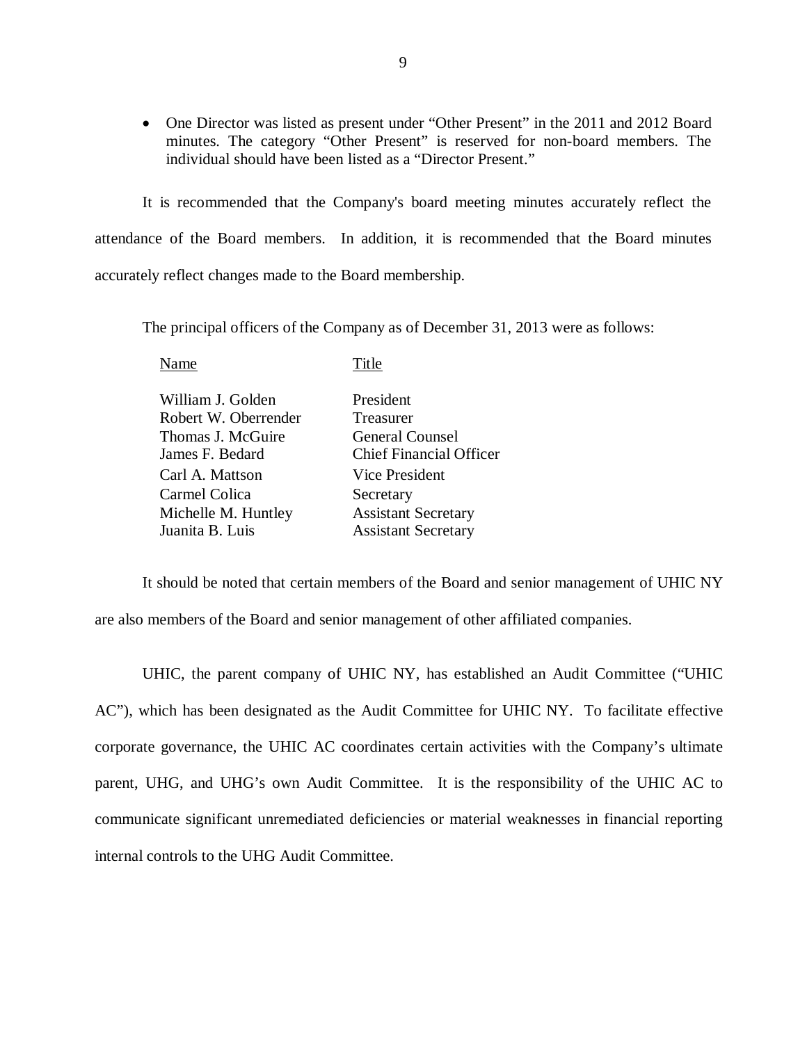- One Director was listed as present under "Other Present" in the 2011 and 2012 Board minutes. The category "Other Present" is reserved for non-board members. The individual should have been listed as a "Director Present."

It is recommended that the Company's board meeting minutes accurately reflect the attendance of the Board members. In addition, it is recommended that the Board minutes accurately reflect changes made to the Board membership.

The principal officers of the Company as of December 31, 2013 were as follows:

| Name | Title |
|---|---|
| William J. Golden | President |
| Robert W. Oberrender | Treasurer |
| Thomas J. McGuire | General Counsel |
| James F. Bedard | Chief Financial Officer |
| Carl A. Mattson | Vice President |
| Carmel Colica | Secretary |
| Michelle M. Huntley | Assistant Secretary |
| Juanita B. Luis | Assistant Secretary |

It should be noted that certain members of the Board and senior management of UHIC NY are also members of the Board and senior management of other affiliated companies.

UHIC, the parent company of UHIC NY, has established an Audit Committee ("UHIC AC"), which has been designated as the Audit Committee for UHIC NY. To facilitate effective corporate governance, the UHIC AC coordinates certain activities with the Company's ultimate parent, UHG, and UHG's own Audit Committee. It is the responsibility of the UHIC AC to communicate significant unremediated deficiencies or material weaknesses in financial reporting internal controls to the UHG Audit Committee.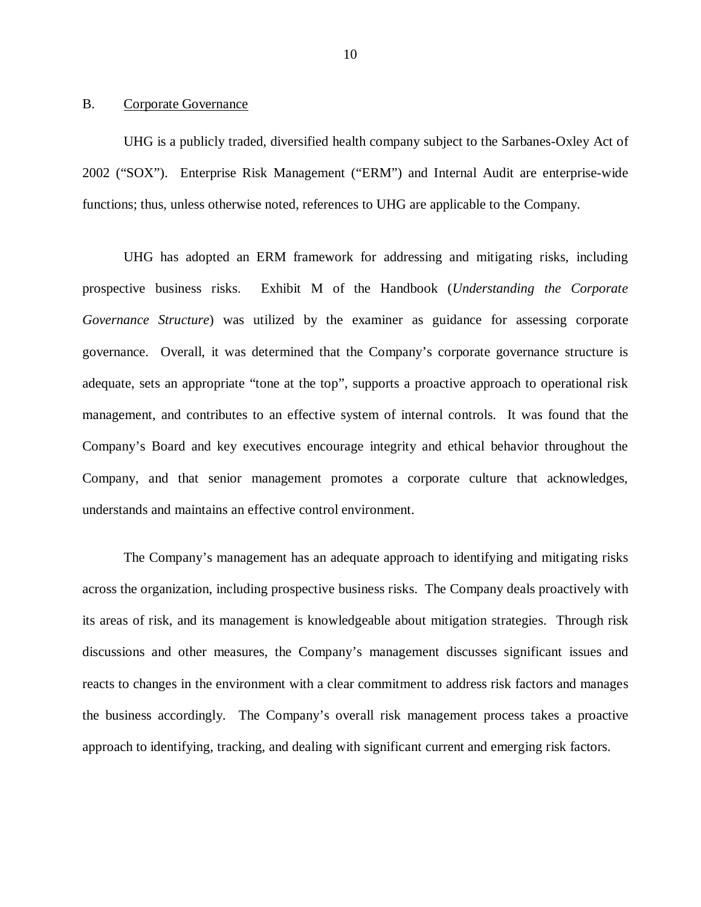## B. Corporate Governance

UHG is a publicly traded, diversified health company subject to the Sarbanes-Oxley Act of 2002 ("SOX"). Enterprise Risk Management ("ERM") and Internal Audit are enterprise-wide functions; thus, unless otherwise noted, references to UHG are applicable to the Company.

UHG has adopted an ERM framework for addressing and mitigating risks, including prospective business risks. Exhibit M of the Handbook (*Understanding the Corporate Governance Structure*) was utilized by the examiner as guidance for assessing corporate governance. Overall, it was determined that the Company's corporate governance structure is adequate, sets an appropriate "tone at the top", supports a proactive approach to operational risk management, and contributes to an effective system of internal controls. It was found that the Company's Board and key executives encourage integrity and ethical behavior throughout the Company, and that senior management promotes a corporate culture that acknowledges, understands and maintains an effective control environment.

The Company's management has an adequate approach to identifying and mitigating risks across the organization, including prospective business risks. The Company deals proactively with its areas of risk, and its management is knowledgeable about mitigation strategies. Through risk discussions and other measures, the Company's management discusses significant issues and reacts to changes in the environment with a clear commitment to address risk factors and manages the business accordingly. The Company's overall risk management process takes a proactive approach to identifying, tracking, and dealing with significant current and emerging risk factors.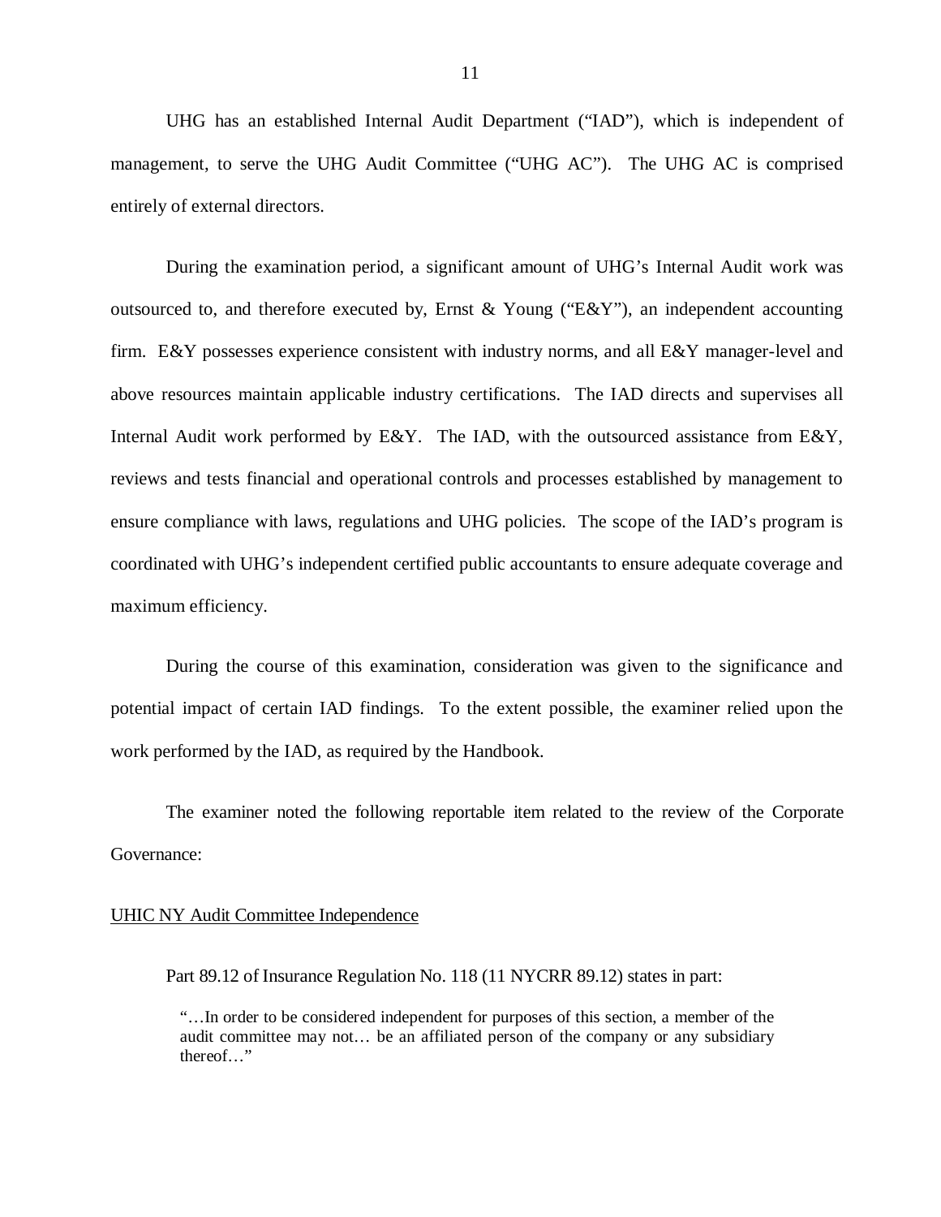UHG has an established Internal Audit Department ("IAD"), which is independent of management, to serve the UHG Audit Committee ("UHG AC"). The UHG AC is comprised entirely of external directors.

During the examination period, a significant amount of UHG's Internal Audit work was outsourced to, and therefore executed by, Ernst & Young ("E&Y"), an independent accounting firm. E&Y possesses experience consistent with industry norms, and all E&Y manager-level and above resources maintain applicable industry certifications. The IAD directs and supervises all Internal Audit work performed by E&Y. The IAD, with the outsourced assistance from E&Y, reviews and tests financial and operational controls and processes established by management to ensure compliance with laws, regulations and UHG policies. The scope of the IAD's program is coordinated with UHG's independent certified public accountants to ensure adequate coverage and maximum efficiency.

During the course of this examination, consideration was given to the significance and potential impact of certain IAD findings. To the extent possible, the examiner relied upon the work performed by the IAD, as required by the Handbook.

The examiner noted the following reportable item related to the review of the Corporate Governance:

<u>UHIC NY Audit Committee Independence</u>

Part 89.12 of Insurance Regulation No. 118 (11 NYCRR 89.12) states in part:

> "…In order to be considered independent for purposes of this section, a member of the audit committee may not… be an affiliated person of the company or any subsidiary thereof…"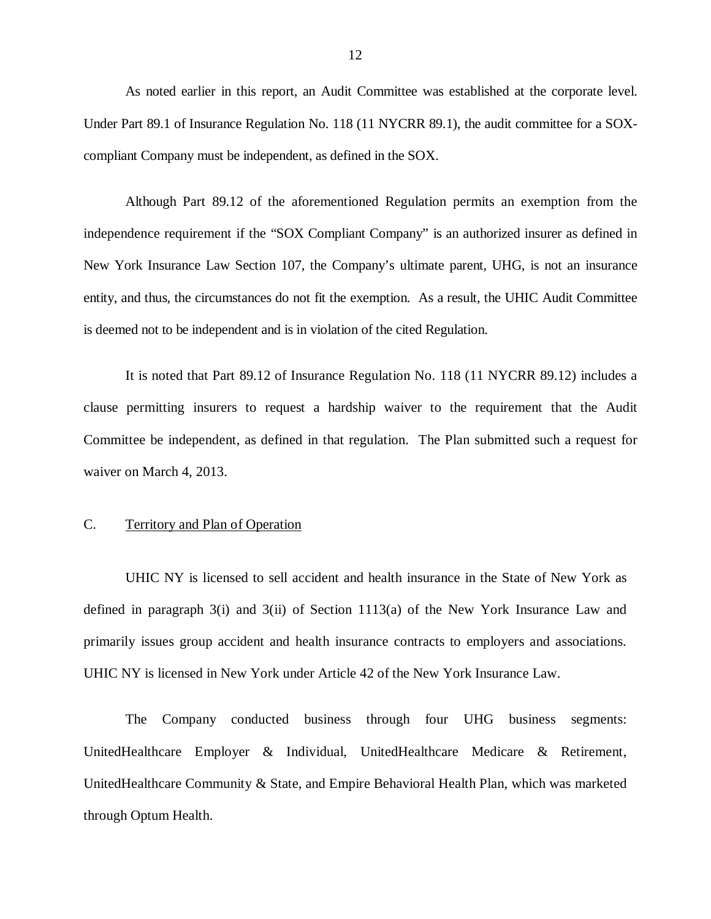As noted earlier in this report, an Audit Committee was established at the corporate level. Under Part 89.1 of Insurance Regulation No. 118 (11 NYCRR 89.1), the audit committee for a SOX-compliant Company must be independent, as defined in the SOX.

Although Part 89.12 of the aforementioned Regulation permits an exemption from the independence requirement if the "SOX Compliant Company" is an authorized insurer as defined in New York Insurance Law Section 107, the Company's ultimate parent, UHG, is not an insurance entity, and thus, the circumstances do not fit the exemption. As a result, the UHIC Audit Committee is deemed not to be independent and is in violation of the cited Regulation.

It is noted that Part 89.12 of Insurance Regulation No. 118 (11 NYCRR 89.12) includes a clause permitting insurers to request a hardship waiver to the requirement that the Audit Committee be independent, as defined in that regulation. The Plan submitted such a request for waiver on March 4, 2013.

## C. Territory and Plan of Operation

UHIC NY is licensed to sell accident and health insurance in the State of New York as defined in paragraph 3(i) and 3(ii) of Section 1113(a) of the New York Insurance Law and primarily issues group accident and health insurance contracts to employers and associations. UHIC NY is licensed in New York under Article 42 of the New York Insurance Law.

The Company conducted business through four UHG business segments: UnitedHealthcare Employer & Individual, UnitedHealthcare Medicare & Retirement, UnitedHealthcare Community & State, and Empire Behavioral Health Plan, which was marketed through Optum Health.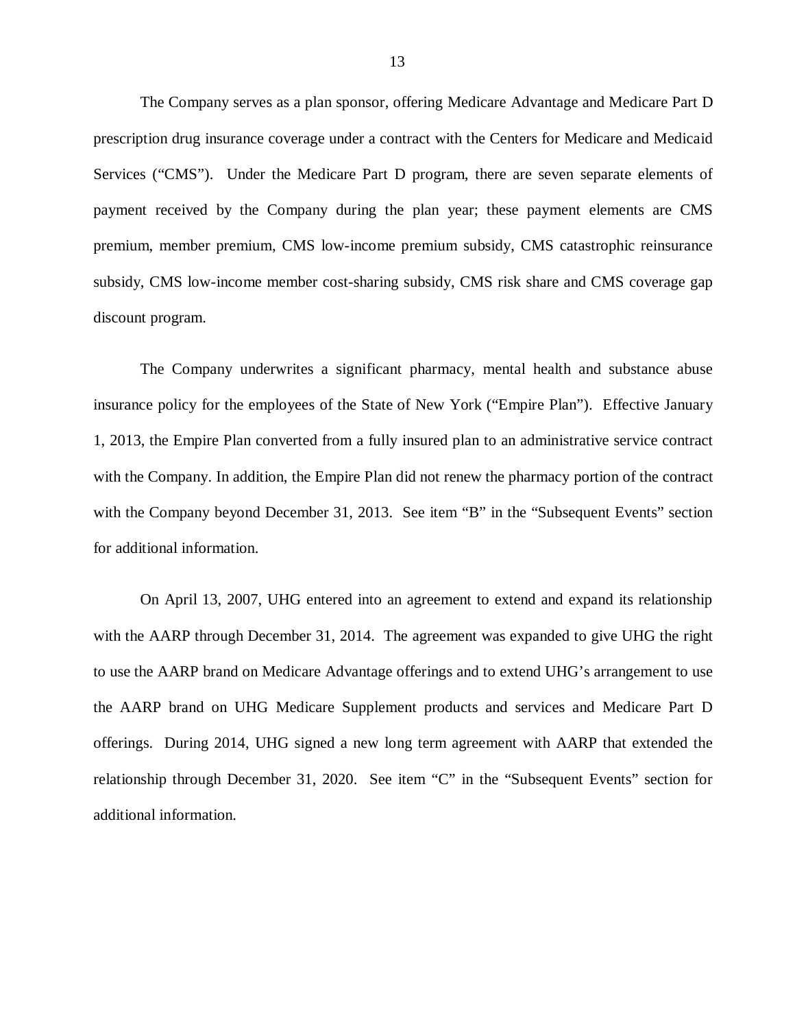The Company serves as a plan sponsor, offering Medicare Advantage and Medicare Part D prescription drug insurance coverage under a contract with the Centers for Medicare and Medicaid Services ("CMS"). Under the Medicare Part D program, there are seven separate elements of payment received by the Company during the plan year; these payment elements are CMS premium, member premium, CMS low-income premium subsidy, CMS catastrophic reinsurance subsidy, CMS low-income member cost-sharing subsidy, CMS risk share and CMS coverage gap discount program.

The Company underwrites a significant pharmacy, mental health and substance abuse insurance policy for the employees of the State of New York ("Empire Plan"). Effective January 1, 2013, the Empire Plan converted from a fully insured plan to an administrative service contract with the Company. In addition, the Empire Plan did not renew the pharmacy portion of the contract with the Company beyond December 31, 2013. See item "B" in the "Subsequent Events" section for additional information.

On April 13, 2007, UHG entered into an agreement to extend and expand its relationship with the AARP through December 31, 2014. The agreement was expanded to give UHG the right to use the AARP brand on Medicare Advantage offerings and to extend UHG's arrangement to use the AARP brand on UHG Medicare Supplement products and services and Medicare Part D offerings. During 2014, UHG signed a new long term agreement with AARP that extended the relationship through December 31, 2020. See item "C" in the "Subsequent Events" section for additional information.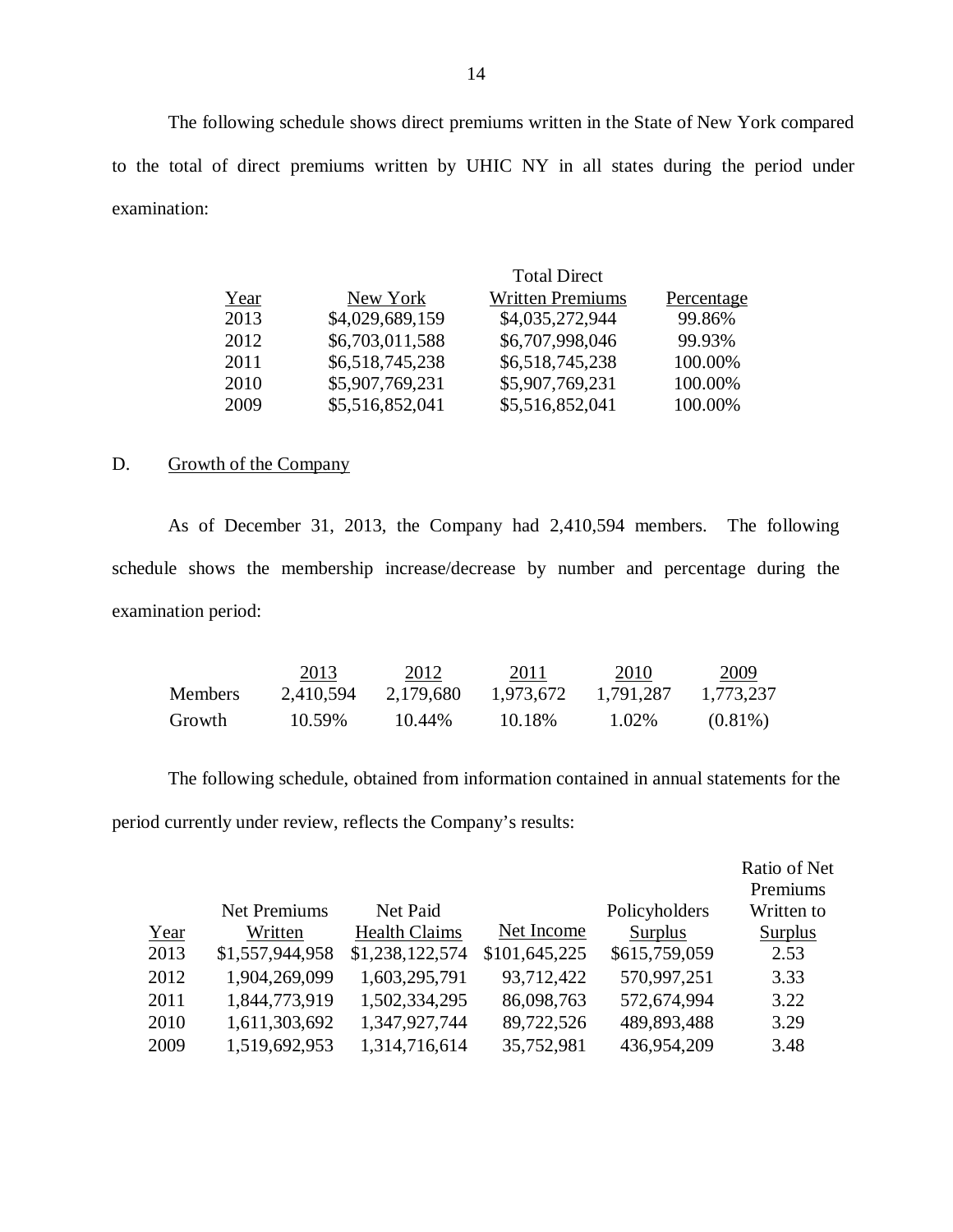The following schedule shows direct premiums written in the State of New York compared to the total of direct premiums written by UHIC NY in all states during the period under examination:

| Year | New York | Total Direct Written Premiums | Percentage |
|---|---|---|---|
| 2013 | $4,029,689,159 | $4,035,272,944 | 99.86% |
| 2012 | $6,703,011,588 | $6,707,998,046 | 99.93% |
| 2011 | $6,518,745,238 | $6,518,745,238 | 100.00% |
| 2010 | $5,907,769,231 | $5,907,769,231 | 100.00% |
| 2009 | $5,516,852,041 | $5,516,852,041 | 100.00% |

D. Growth of the Company

As of December 31, 2013, the Company had 2,410,594 members. The following schedule shows the membership increase/decrease by number and percentage during the examination period:

| | 2013 | 2012 | 2011 | 2010 | 2009 |
|---|---|---|---|---|---|
| Members | 2,410,594 | 2,179,680 | 1,973,672 | 1,791,287 | 1,773,237 |
| Growth | 10.59% | 10.44% | 10.18% | 1.02% | (0.81%) |

The following schedule, obtained from information contained in annual statements for the period currently under review, reflects the Company's results:

| Year | Net Premiums Written | Net Paid Health Claims | Net Income | Policyholders Surplus | Ratio of Net Premiums Written to Surplus |
|---|---|---|---|---|---|
| 2013 | $1,557,944,958 | $1,238,122,574 | $101,645,225 | $615,759,059 | 2.53 |
| 2012 | 1,904,269,099 | 1,603,295,791 | 93,712,422 | 570,997,251 | 3.33 |
| 2011 | 1,844,773,919 | 1,502,334,295 | 86,098,763 | 572,674,994 | 3.22 |
| 2010 | 1,611,303,692 | 1,347,927,744 | 89,722,526 | 489,893,488 | 3.29 |
| 2009 | 1,519,692,953 | 1,314,716,614 | 35,752,981 | 436,954,209 | 3.48 |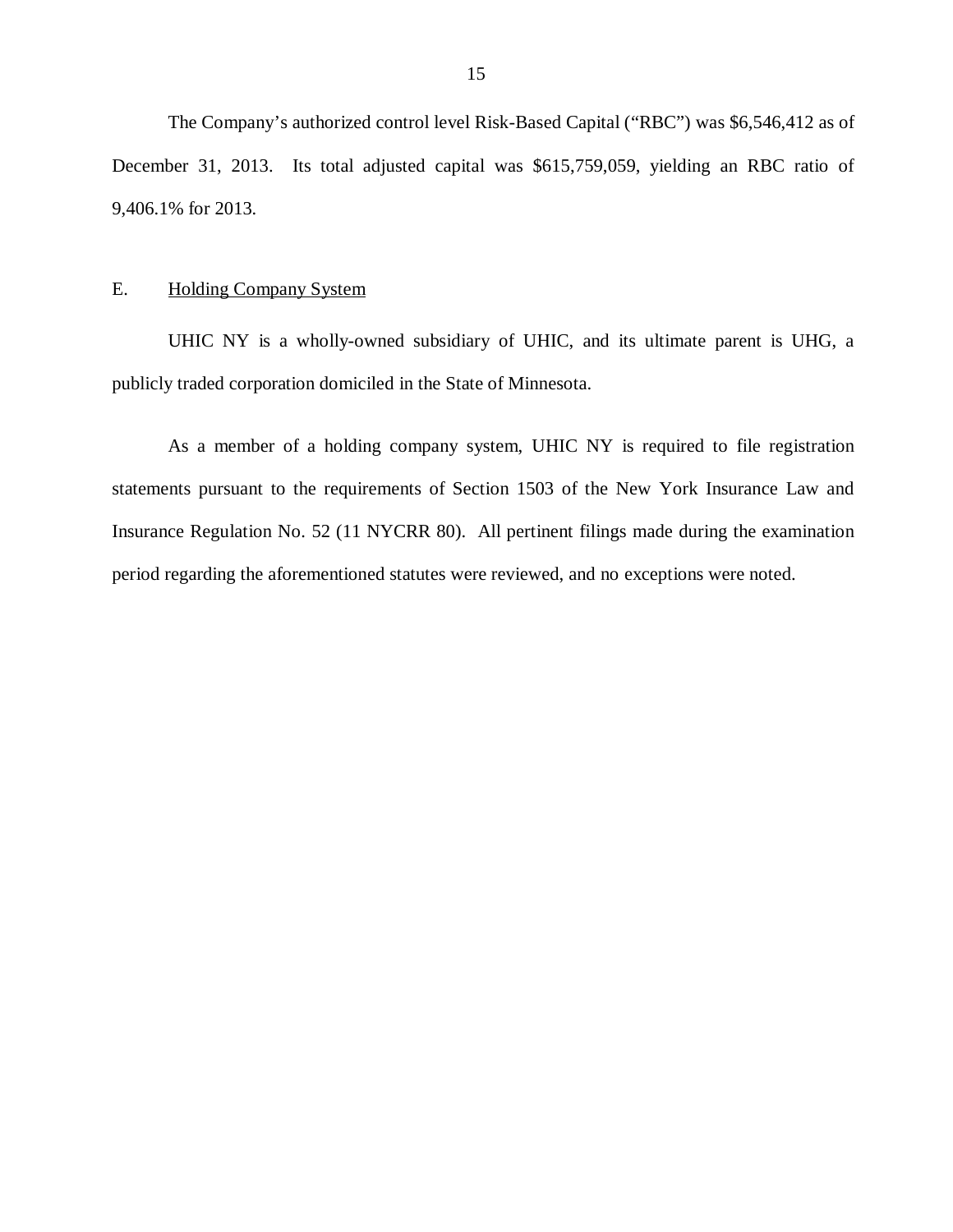The Company's authorized control level Risk-Based Capital ("RBC") was $6,546,412 as of December 31, 2013. Its total adjusted capital was $615,759,059, yielding an RBC ratio of 9,406.1% for 2013.

## E. Holding Company System

UHIC NY is a wholly-owned subsidiary of UHIC, and its ultimate parent is UHG, a publicly traded corporation domiciled in the State of Minnesota.

As a member of a holding company system, UHIC NY is required to file registration statements pursuant to the requirements of Section 1503 of the New York Insurance Law and Insurance Regulation No. 52 (11 NYCRR 80). All pertinent filings made during the examination period regarding the aforementioned statutes were reviewed, and no exceptions were noted.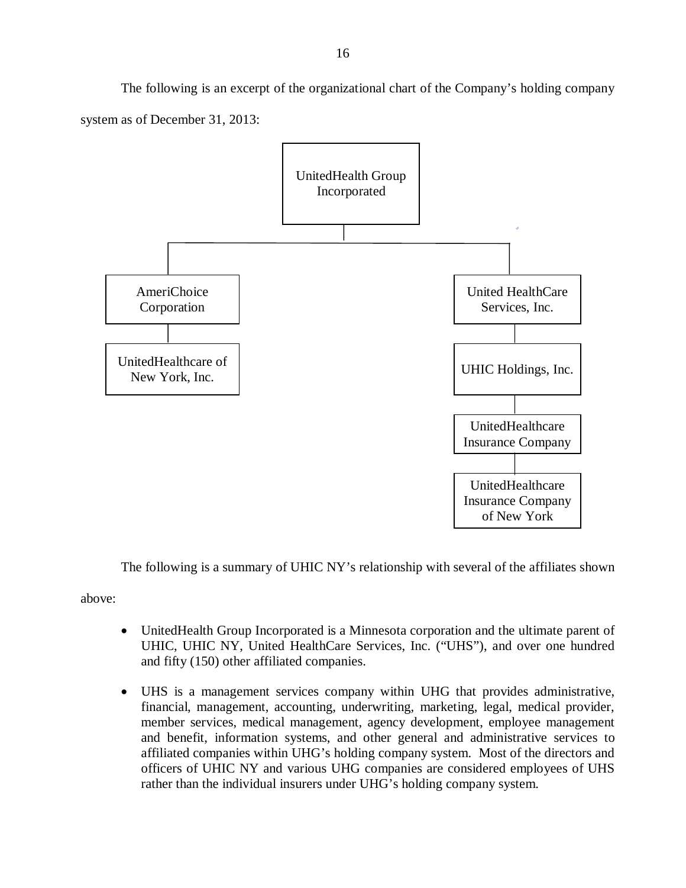The following is an excerpt of the organizational chart of the Company's holding company system as of December 31, 2013:

- UnitedHealth Group Incorporated
  - AmeriChoice Corporation
    - UnitedHealthcare of New York, Inc.
  - United HealthCare Services, Inc.
    - UHIC Holdings, Inc.
      - UnitedHealthcare Insurance Company
        - UnitedHealthcare Insurance Company of New York

The following is a summary of UHIC NY's relationship with several of the affiliates shown above:

- UnitedHealth Group Incorporated is a Minnesota corporation and the ultimate parent of UHIC, UHIC NY, United HealthCare Services, Inc. ("UHS"), and over one hundred and fifty (150) other affiliated companies.

- UHS is a management services company within UHG that provides administrative, financial, management, accounting, underwriting, marketing, legal, medical provider, member services, medical management, agency development, employee management and benefit, information systems, and other general and administrative services to affiliated companies within UHG's holding company system. Most of the directors and officers of UHIC NY and various UHG companies are considered employees of UHS rather than the individual insurers under UHG's holding company system.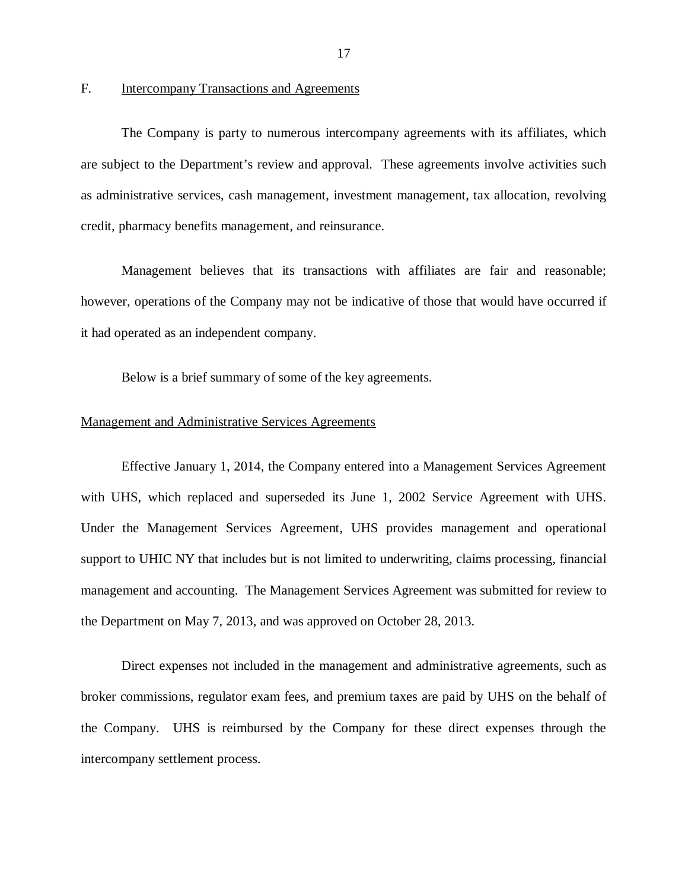## F. Intercompany Transactions and Agreements

The Company is party to numerous intercompany agreements with its affiliates, which are subject to the Department's review and approval. These agreements involve activities such as administrative services, cash management, investment management, tax allocation, revolving credit, pharmacy benefits management, and reinsurance.

Management believes that its transactions with affiliates are fair and reasonable; however, operations of the Company may not be indicative of those that would have occurred if it had operated as an independent company.

Below is a brief summary of some of the key agreements.

### Management and Administrative Services Agreements

Effective January 1, 2014, the Company entered into a Management Services Agreement with UHS, which replaced and superseded its June 1, 2002 Service Agreement with UHS. Under the Management Services Agreement, UHS provides management and operational support to UHIC NY that includes but is not limited to underwriting, claims processing, financial management and accounting. The Management Services Agreement was submitted for review to the Department on May 7, 2013, and was approved on October 28, 2013.

Direct expenses not included in the management and administrative agreements, such as broker commissions, regulator exam fees, and premium taxes are paid by UHS on the behalf of the Company. UHS is reimbursed by the Company for these direct expenses through the intercompany settlement process.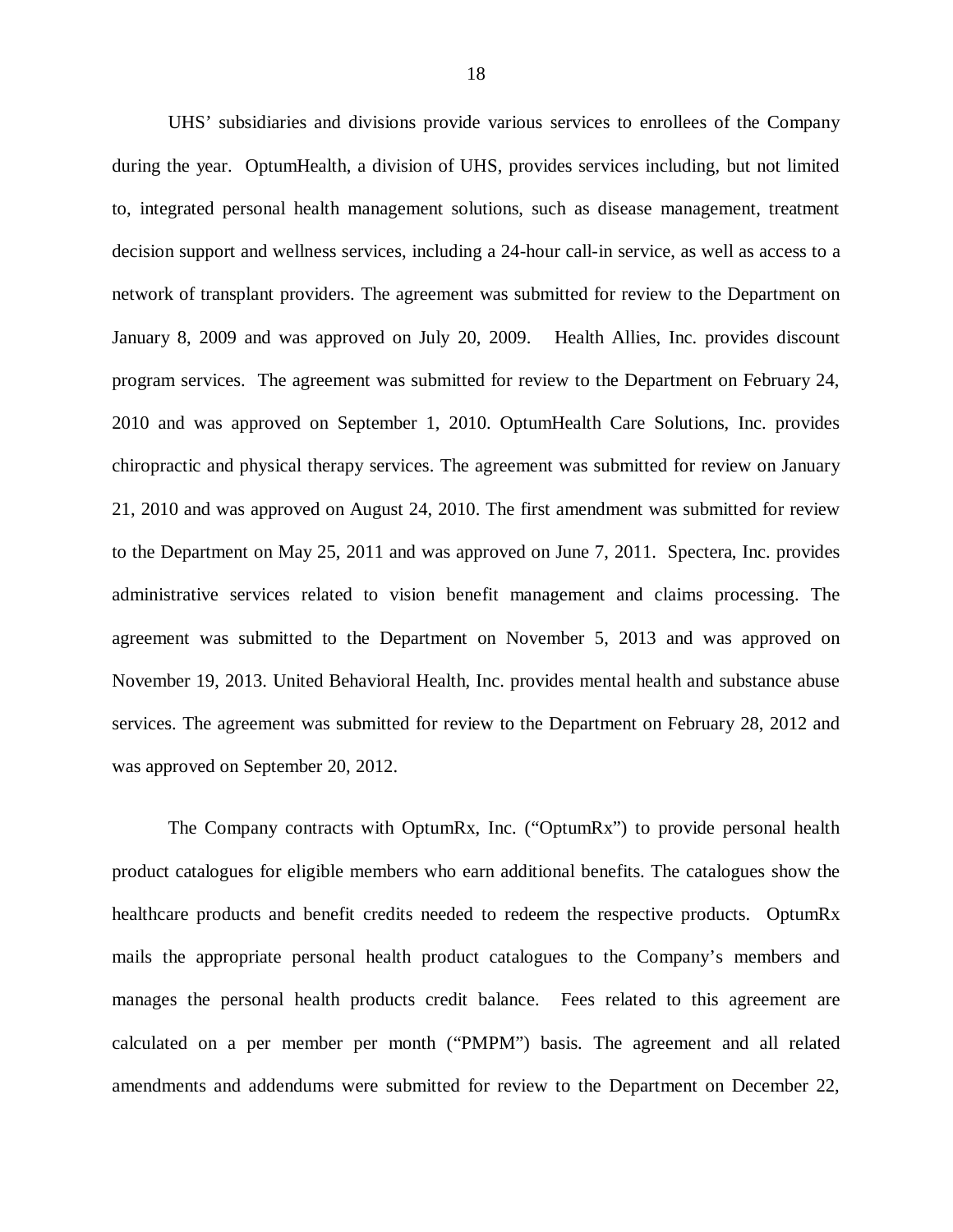UHS' subsidiaries and divisions provide various services to enrollees of the Company during the year. OptumHealth, a division of UHS, provides services including, but not limited to, integrated personal health management solutions, such as disease management, treatment decision support and wellness services, including a 24-hour call-in service, as well as access to a network of transplant providers. The agreement was submitted for review to the Department on January 8, 2009 and was approved on July 20, 2009. Health Allies, Inc. provides discount program services. The agreement was submitted for review to the Department on February 24, 2010 and was approved on September 1, 2010. OptumHealth Care Solutions, Inc. provides chiropractic and physical therapy services. The agreement was submitted for review on January 21, 2010 and was approved on August 24, 2010. The first amendment was submitted for review to the Department on May 25, 2011 and was approved on June 7, 2011. Spectera, Inc. provides administrative services related to vision benefit management and claims processing. The agreement was submitted to the Department on November 5, 2013 and was approved on November 19, 2013. United Behavioral Health, Inc. provides mental health and substance abuse services. The agreement was submitted for review to the Department on February 28, 2012 and was approved on September 20, 2012.

The Company contracts with OptumRx, Inc. ("OptumRx") to provide personal health product catalogues for eligible members who earn additional benefits. The catalogues show the healthcare products and benefit credits needed to redeem the respective products. OptumRx mails the appropriate personal health product catalogues to the Company's members and manages the personal health products credit balance. Fees related to this agreement are calculated on a per member per month ("PMPM") basis. The agreement and all related amendments and addendums were submitted for review to the Department on December 22,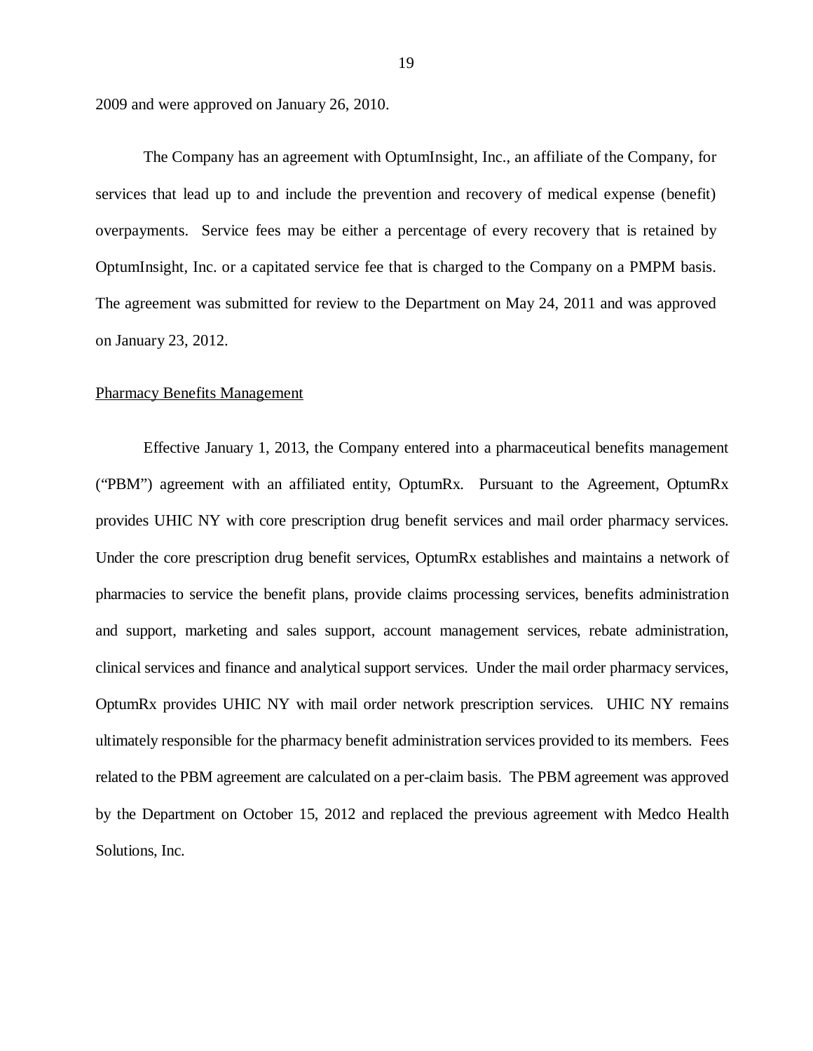2009 and were approved on January 26, 2010.

The Company has an agreement with OptumInsight, Inc., an affiliate of the Company, for services that lead up to and include the prevention and recovery of medical expense (benefit) overpayments. Service fees may be either a percentage of every recovery that is retained by OptumInsight, Inc. or a capitated service fee that is charged to the Company on a PMPM basis. The agreement was submitted for review to the Department on May 24, 2011 and was approved on January 23, 2012.

Pharmacy Benefits Management

Effective January 1, 2013, the Company entered into a pharmaceutical benefits management ("PBM") agreement with an affiliated entity, OptumRx. Pursuant to the Agreement, OptumRx provides UHIC NY with core prescription drug benefit services and mail order pharmacy services. Under the core prescription drug benefit services, OptumRx establishes and maintains a network of pharmacies to service the benefit plans, provide claims processing services, benefits administration and support, marketing and sales support, account management services, rebate administration, clinical services and finance and analytical support services. Under the mail order pharmacy services, OptumRx provides UHIC NY with mail order network prescription services. UHIC NY remains ultimately responsible for the pharmacy benefit administration services provided to its members. Fees related to the PBM agreement are calculated on a per-claim basis. The PBM agreement was approved by the Department on October 15, 2012 and replaced the previous agreement with Medco Health Solutions, Inc.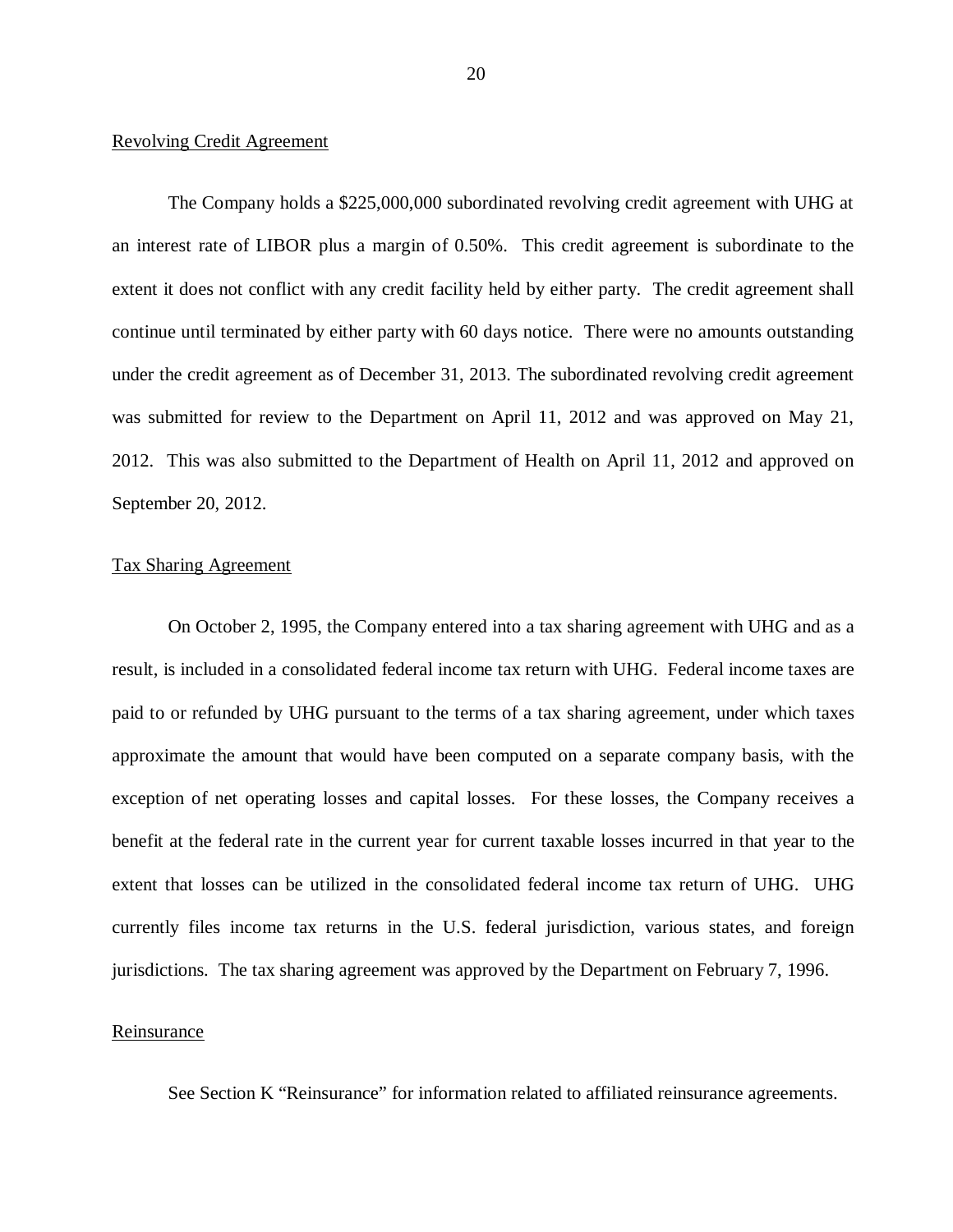Revolving Credit Agreement

The Company holds a $225,000,000 subordinated revolving credit agreement with UHG at an interest rate of LIBOR plus a margin of 0.50%. This credit agreement is subordinate to the extent it does not conflict with any credit facility held by either party. The credit agreement shall continue until terminated by either party with 60 days notice. There were no amounts outstanding under the credit agreement as of December 31, 2013. The subordinated revolving credit agreement was submitted for review to the Department on April 11, 2012 and was approved on May 21, 2012. This was also submitted to the Department of Health on April 11, 2012 and approved on September 20, 2012.

Tax Sharing Agreement

On October 2, 1995, the Company entered into a tax sharing agreement with UHG and as a result, is included in a consolidated federal income tax return with UHG. Federal income taxes are paid to or refunded by UHG pursuant to the terms of a tax sharing agreement, under which taxes approximate the amount that would have been computed on a separate company basis, with the exception of net operating losses and capital losses. For these losses, the Company receives a benefit at the federal rate in the current year for current taxable losses incurred in that year to the extent that losses can be utilized in the consolidated federal income tax return of UHG. UHG currently files income tax returns in the U.S. federal jurisdiction, various states, and foreign jurisdictions. The tax sharing agreement was approved by the Department on February 7, 1996.

Reinsurance

See Section K "Reinsurance" for information related to affiliated reinsurance agreements.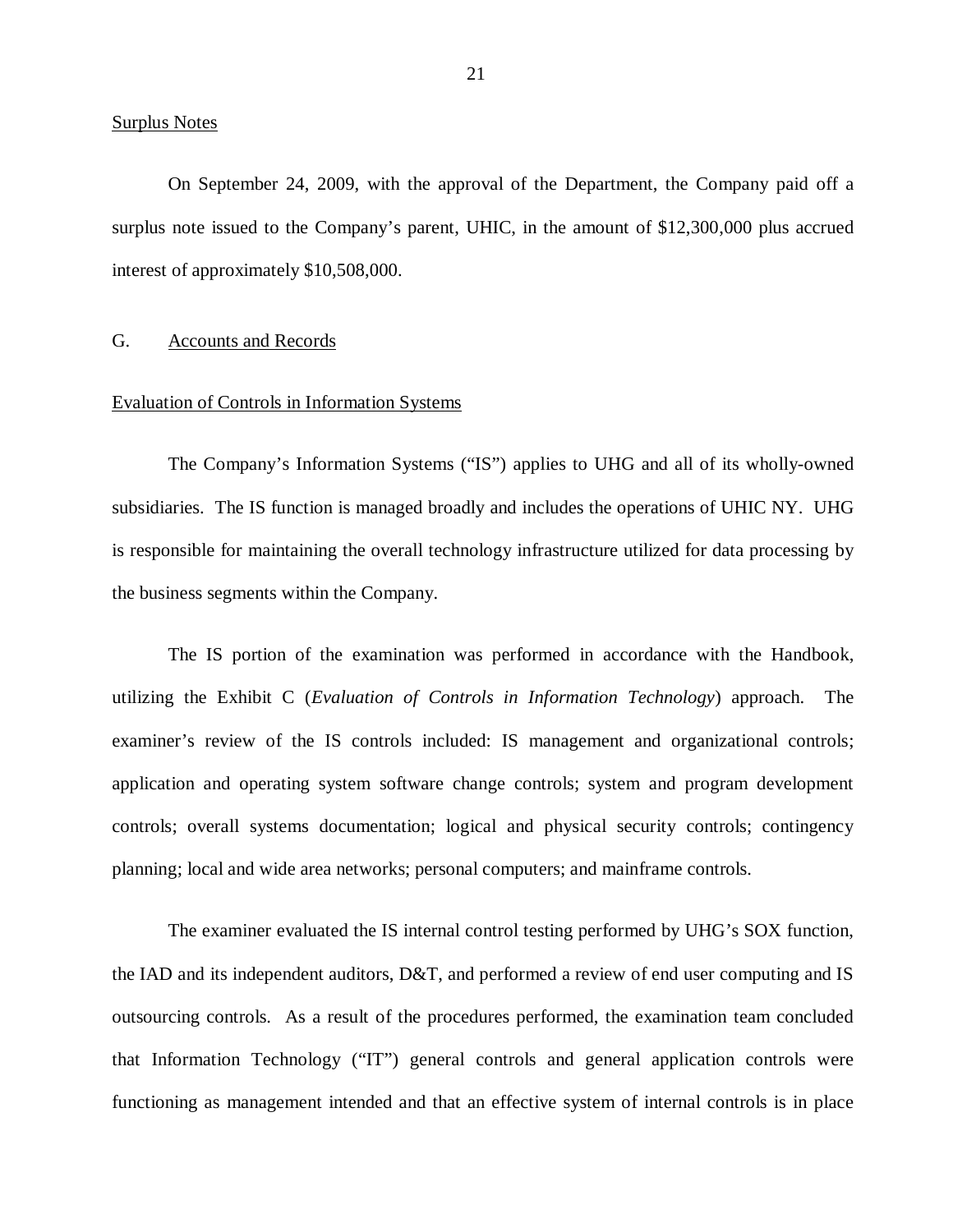Surplus Notes

On September 24, 2009, with the approval of the Department, the Company paid off a surplus note issued to the Company's parent, UHIC, in the amount of $12,300,000 plus accrued interest of approximately $10,508,000.

## G. Accounts and Records

### Evaluation of Controls in Information Systems

The Company's Information Systems ("IS") applies to UHG and all of its wholly-owned subsidiaries. The IS function is managed broadly and includes the operations of UHIC NY. UHG is responsible for maintaining the overall technology infrastructure utilized for data processing by the business segments within the Company.

The IS portion of the examination was performed in accordance with the Handbook, utilizing the Exhibit C (*Evaluation of Controls in Information Technology*) approach. The examiner's review of the IS controls included: IS management and organizational controls; application and operating system software change controls; system and program development controls; overall systems documentation; logical and physical security controls; contingency planning; local and wide area networks; personal computers; and mainframe controls.

The examiner evaluated the IS internal control testing performed by UHG's SOX function, the IAD and its independent auditors, D&T, and performed a review of end user computing and IS outsourcing controls. As a result of the procedures performed, the examination team concluded that Information Technology ("IT") general controls and general application controls were functioning as management intended and that an effective system of internal controls is in place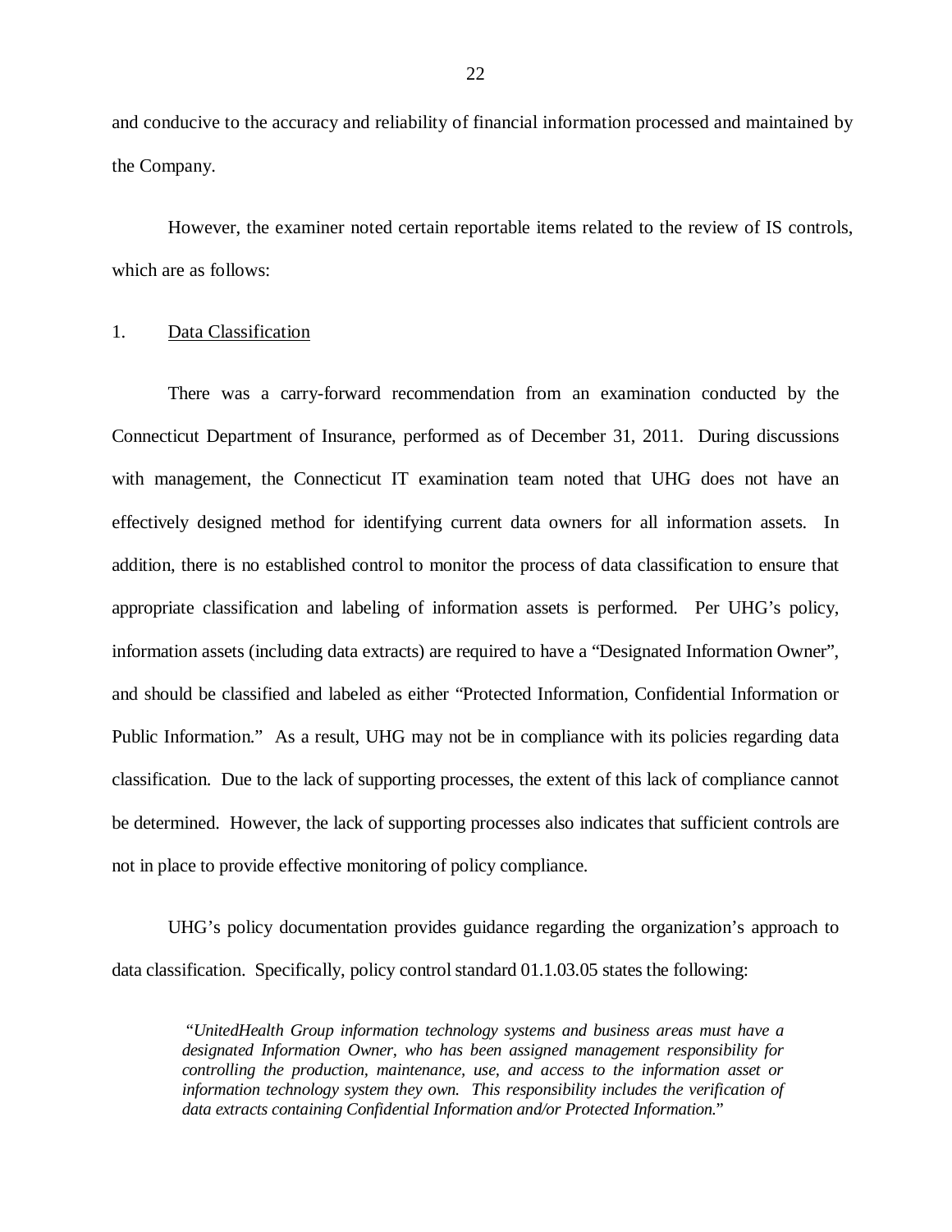and conducive to the accuracy and reliability of financial information processed and maintained by the Company.

However, the examiner noted certain reportable items related to the review of IS controls, which are as follows:

1. Data Classification

There was a carry-forward recommendation from an examination conducted by the Connecticut Department of Insurance, performed as of December 31, 2011. During discussions with management, the Connecticut IT examination team noted that UHG does not have an effectively designed method for identifying current data owners for all information assets. In addition, there is no established control to monitor the process of data classification to ensure that appropriate classification and labeling of information assets is performed. Per UHG's policy, information assets (including data extracts) are required to have a "Designated Information Owner", and should be classified and labeled as either "Protected Information, Confidential Information or Public Information." As a result, UHG may not be in compliance with its policies regarding data classification. Due to the lack of supporting processes, the extent of this lack of compliance cannot be determined. However, the lack of supporting processes also indicates that sufficient controls are not in place to provide effective monitoring of policy compliance.

UHG's policy documentation provides guidance regarding the organization's approach to data classification. Specifically, policy control standard 01.1.03.05 states the following:

> *"UnitedHealth Group information technology systems and business areas must have a designated Information Owner, who has been assigned management responsibility for controlling the production, maintenance, use, and access to the information asset or information technology system they own. This responsibility includes the verification of data extracts containing Confidential Information and/or Protected Information."*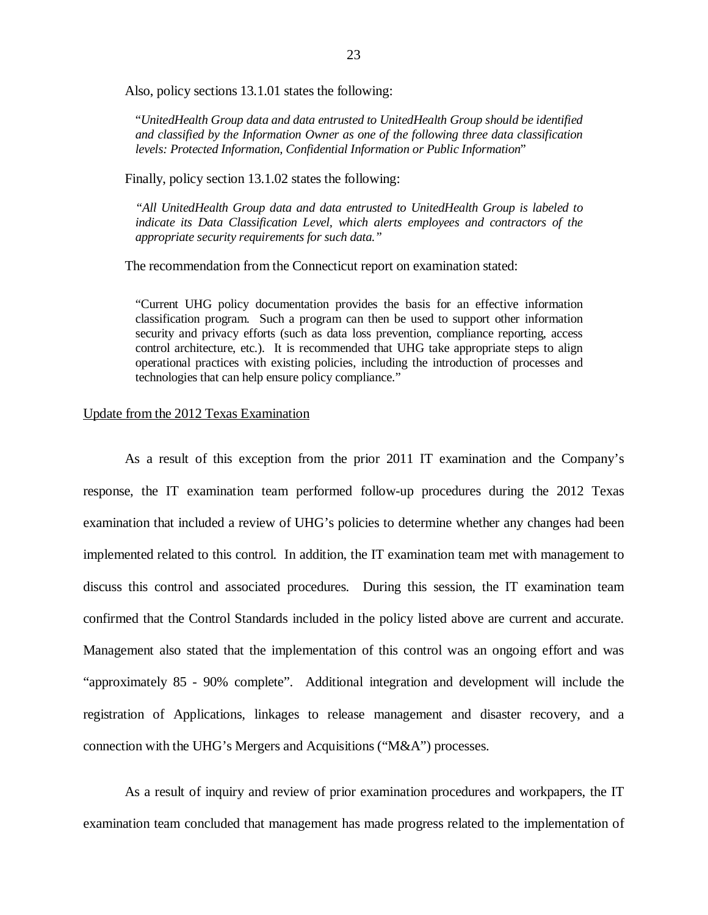Also, policy sections 13.1.01 states the following:

> "*UnitedHealth Group data and data entrusted to UnitedHealth Group should be identified and classified by the Information Owner as one of the following three data classification levels: Protected Information, Confidential Information or Public Information*"

Finally, policy section 13.1.02 states the following:

> *"All UnitedHealth Group data and data entrusted to UnitedHealth Group is labeled to indicate its Data Classification Level, which alerts employees and contractors of the appropriate security requirements for such data."*

The recommendation from the Connecticut report on examination stated:

> "Current UHG policy documentation provides the basis for an effective information classification program. Such a program can then be used to support other information security and privacy efforts (such as data loss prevention, compliance reporting, access control architecture, etc.). It is recommended that UHG take appropriate steps to align operational practices with existing policies, including the introduction of processes and technologies that can help ensure policy compliance."

Update from the 2012 Texas Examination

As a result of this exception from the prior 2011 IT examination and the Company's response, the IT examination team performed follow-up procedures during the 2012 Texas examination that included a review of UHG's policies to determine whether any changes had been implemented related to this control. In addition, the IT examination team met with management to discuss this control and associated procedures. During this session, the IT examination team confirmed that the Control Standards included in the policy listed above are current and accurate. Management also stated that the implementation of this control was an ongoing effort and was "approximately 85 - 90% complete". Additional integration and development will include the registration of Applications, linkages to release management and disaster recovery, and a connection with the UHG's Mergers and Acquisitions ("M&A") processes.

As a result of inquiry and review of prior examination procedures and workpapers, the IT examination team concluded that management has made progress related to the implementation of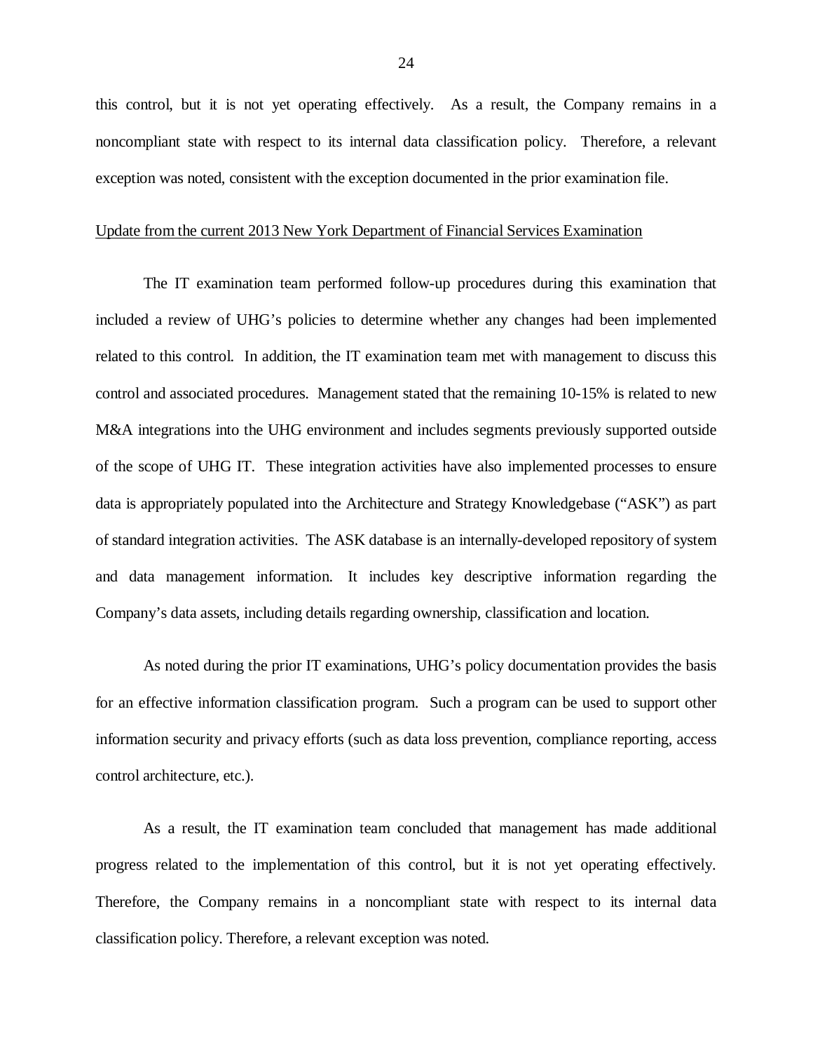this control, but it is not yet operating effectively. As a result, the Company remains in a noncompliant state with respect to its internal data classification policy. Therefore, a relevant exception was noted, consistent with the exception documented in the prior examination file.

Update from the current 2013 New York Department of Financial Services Examination

The IT examination team performed follow-up procedures during this examination that included a review of UHG's policies to determine whether any changes had been implemented related to this control. In addition, the IT examination team met with management to discuss this control and associated procedures. Management stated that the remaining 10-15% is related to new M&A integrations into the UHG environment and includes segments previously supported outside of the scope of UHG IT. These integration activities have also implemented processes to ensure data is appropriately populated into the Architecture and Strategy Knowledgebase ("ASK") as part of standard integration activities. The ASK database is an internally-developed repository of system and data management information. It includes key descriptive information regarding the Company's data assets, including details regarding ownership, classification and location.

As noted during the prior IT examinations, UHG's policy documentation provides the basis for an effective information classification program. Such a program can be used to support other information security and privacy efforts (such as data loss prevention, compliance reporting, access control architecture, etc.).

As a result, the IT examination team concluded that management has made additional progress related to the implementation of this control, but it is not yet operating effectively. Therefore, the Company remains in a noncompliant state with respect to its internal data classification policy. Therefore, a relevant exception was noted.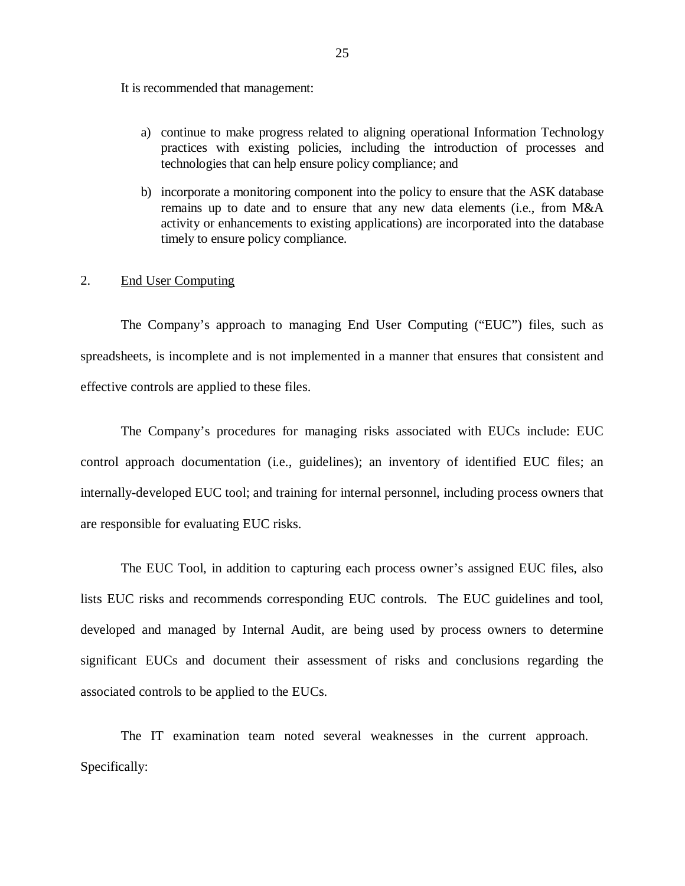It is recommended that management:

a) continue to make progress related to aligning operational Information Technology practices with existing policies, including the introduction of processes and technologies that can help ensure policy compliance; and

b) incorporate a monitoring component into the policy to ensure that the ASK database remains up to date and to ensure that any new data elements (i.e., from M&A activity or enhancements to existing applications) are incorporated into the database timely to ensure policy compliance.

2. <u>End User Computing</u>

The Company's approach to managing End User Computing ("EUC") files, such as spreadsheets, is incomplete and is not implemented in a manner that ensures that consistent and effective controls are applied to these files.

The Company's procedures for managing risks associated with EUCs include: EUC control approach documentation (i.e., guidelines); an inventory of identified EUC files; an internally-developed EUC tool; and training for internal personnel, including process owners that are responsible for evaluating EUC risks.

The EUC Tool, in addition to capturing each process owner's assigned EUC files, also lists EUC risks and recommends corresponding EUC controls. The EUC guidelines and tool, developed and managed by Internal Audit, are being used by process owners to determine significant EUCs and document their assessment of risks and conclusions regarding the associated controls to be applied to the EUCs.

The IT examination team noted several weaknesses in the current approach. Specifically: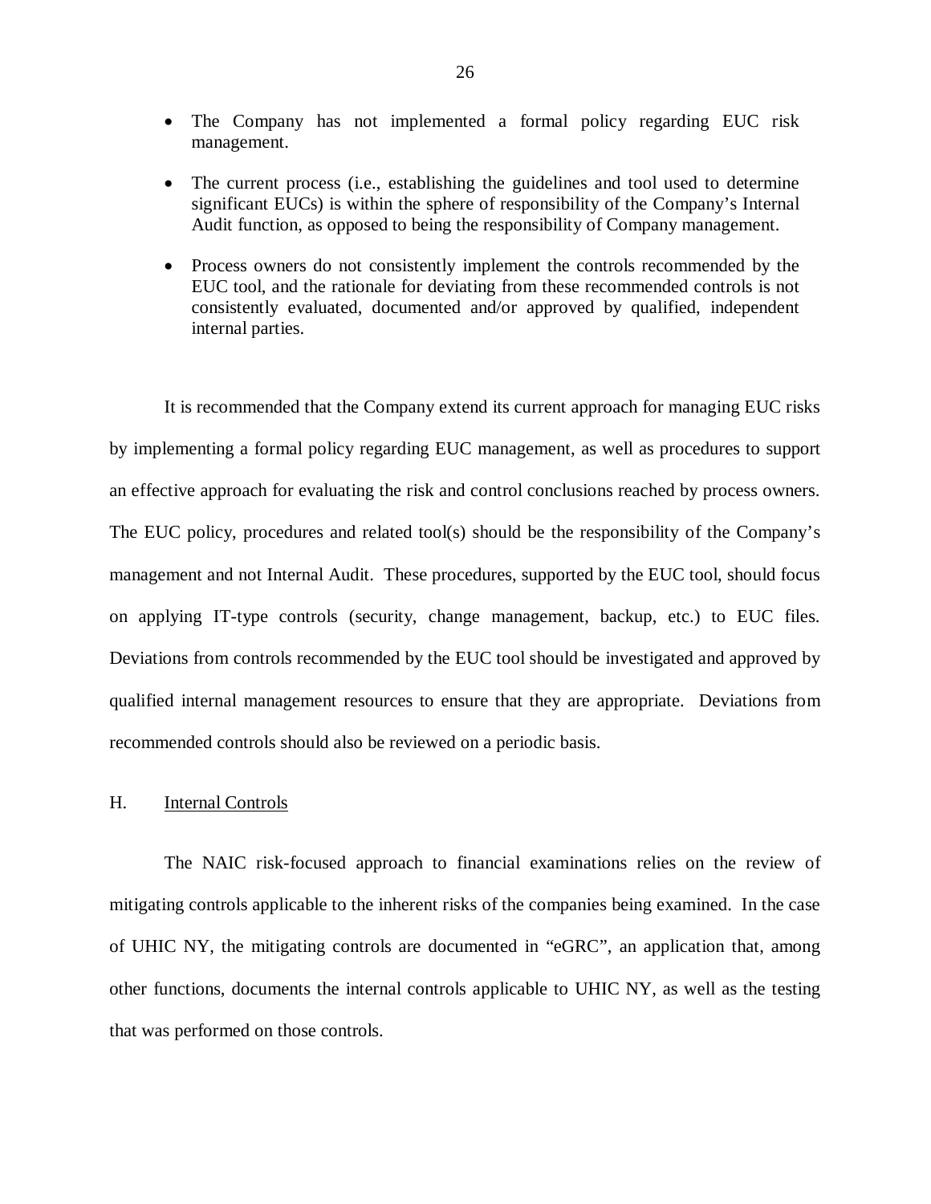- The Company has not implemented a formal policy regarding EUC risk management.

- The current process (i.e., establishing the guidelines and tool used to determine significant EUCs) is within the sphere of responsibility of the Company's Internal Audit function, as opposed to being the responsibility of Company management.

- Process owners do not consistently implement the controls recommended by the EUC tool, and the rationale for deviating from these recommended controls is not consistently evaluated, documented and/or approved by qualified, independent internal parties.

It is recommended that the Company extend its current approach for managing EUC risks by implementing a formal policy regarding EUC management, as well as procedures to support an effective approach for evaluating the risk and control conclusions reached by process owners. The EUC policy, procedures and related tool(s) should be the responsibility of the Company's management and not Internal Audit. These procedures, supported by the EUC tool, should focus on applying IT-type controls (security, change management, backup, etc.) to EUC files. Deviations from controls recommended by the EUC tool should be investigated and approved by qualified internal management resources to ensure that they are appropriate. Deviations from recommended controls should also be reviewed on a periodic basis.

## H. Internal Controls

The NAIC risk-focused approach to financial examinations relies on the review of mitigating controls applicable to the inherent risks of the companies being examined. In the case of UHIC NY, the mitigating controls are documented in "eGRC", an application that, among other functions, documents the internal controls applicable to UHIC NY, as well as the testing that was performed on those controls.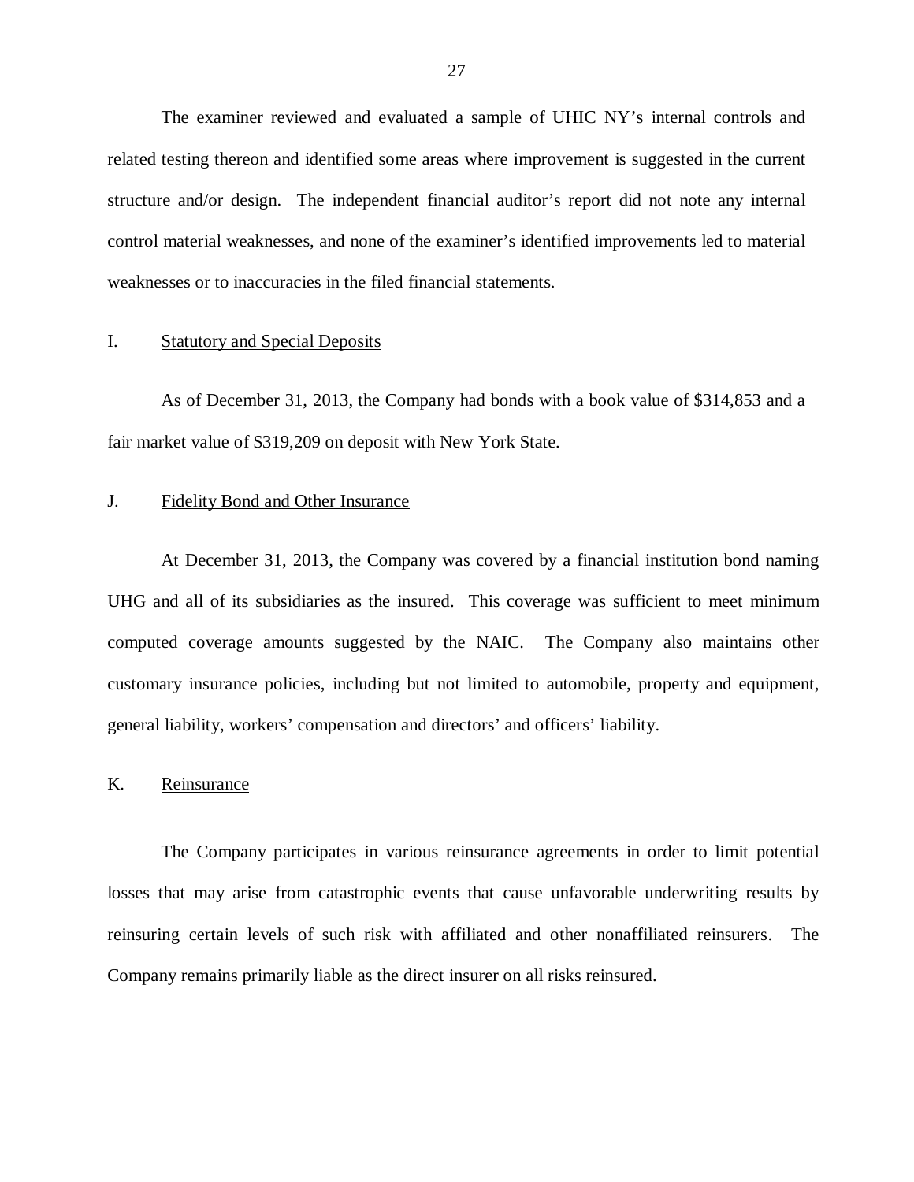The examiner reviewed and evaluated a sample of UHIC NY's internal controls and related testing thereon and identified some areas where improvement is suggested in the current structure and/or design. The independent financial auditor's report did not note any internal control material weaknesses, and none of the examiner's identified improvements led to material weaknesses or to inaccuracies in the filed financial statements.

## I. Statutory and Special Deposits

As of December 31, 2013, the Company had bonds with a book value of $314,853 and a fair market value of $319,209 on deposit with New York State.

## J. Fidelity Bond and Other Insurance

At December 31, 2013, the Company was covered by a financial institution bond naming UHG and all of its subsidiaries as the insured. This coverage was sufficient to meet minimum computed coverage amounts suggested by the NAIC. The Company also maintains other customary insurance policies, including but not limited to automobile, property and equipment, general liability, workers' compensation and directors' and officers' liability.

## K. Reinsurance

The Company participates in various reinsurance agreements in order to limit potential losses that may arise from catastrophic events that cause unfavorable underwriting results by reinsuring certain levels of such risk with affiliated and other nonaffiliated reinsurers. The Company remains primarily liable as the direct insurer on all risks reinsured.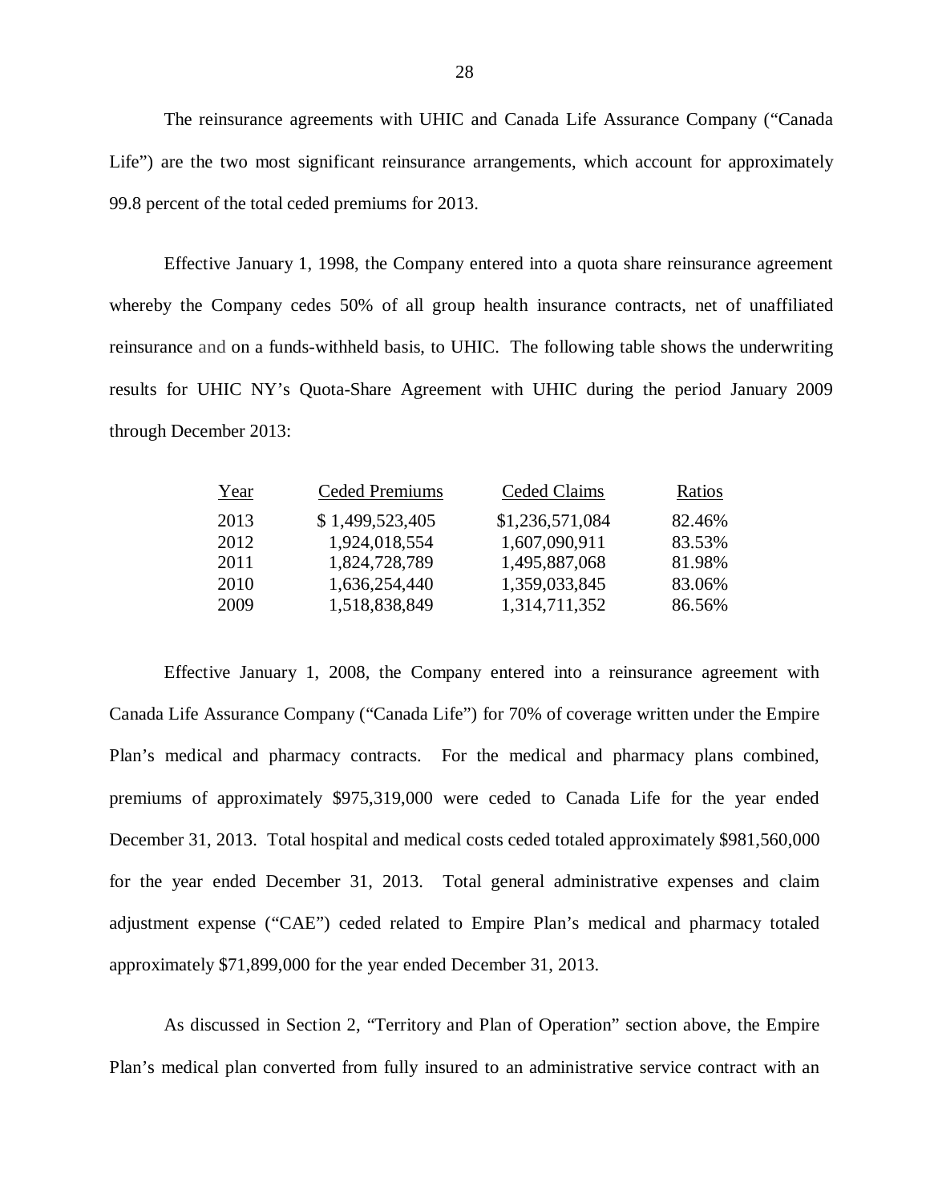The reinsurance agreements with UHIC and Canada Life Assurance Company ("Canada Life") are the two most significant reinsurance arrangements, which account for approximately 99.8 percent of the total ceded premiums for 2013.

Effective January 1, 1998, the Company entered into a quota share reinsurance agreement whereby the Company cedes 50% of all group health insurance contracts, net of unaffiliated reinsurance and on a funds-withheld basis, to UHIC. The following table shows the underwriting results for UHIC NY's Quota-Share Agreement with UHIC during the period January 2009 through December 2013:

| Year | Ceded Premiums | Ceded Claims | Ratios |
|---|---|---|---|
| 2013 | $ 1,499,523,405 | $1,236,571,084 | 82.46% |
| 2012 | 1,924,018,554 | 1,607,090,911 | 83.53% |
| 2011 | 1,824,728,789 | 1,495,887,068 | 81.98% |
| 2010 | 1,636,254,440 | 1,359,033,845 | 83.06% |
| 2009 | 1,518,838,849 | 1,314,711,352 | 86.56% |

Effective January 1, 2008, the Company entered into a reinsurance agreement with Canada Life Assurance Company ("Canada Life") for 70% of coverage written under the Empire Plan's medical and pharmacy contracts. For the medical and pharmacy plans combined, premiums of approximately $975,319,000 were ceded to Canada Life for the year ended December 31, 2013. Total hospital and medical costs ceded totaled approximately $981,560,000 for the year ended December 31, 2013. Total general administrative expenses and claim adjustment expense ("CAE") ceded related to Empire Plan's medical and pharmacy totaled approximately $71,899,000 for the year ended December 31, 2013.

As discussed in Section 2, "Territory and Plan of Operation" section above, the Empire Plan's medical plan converted from fully insured to an administrative service contract with an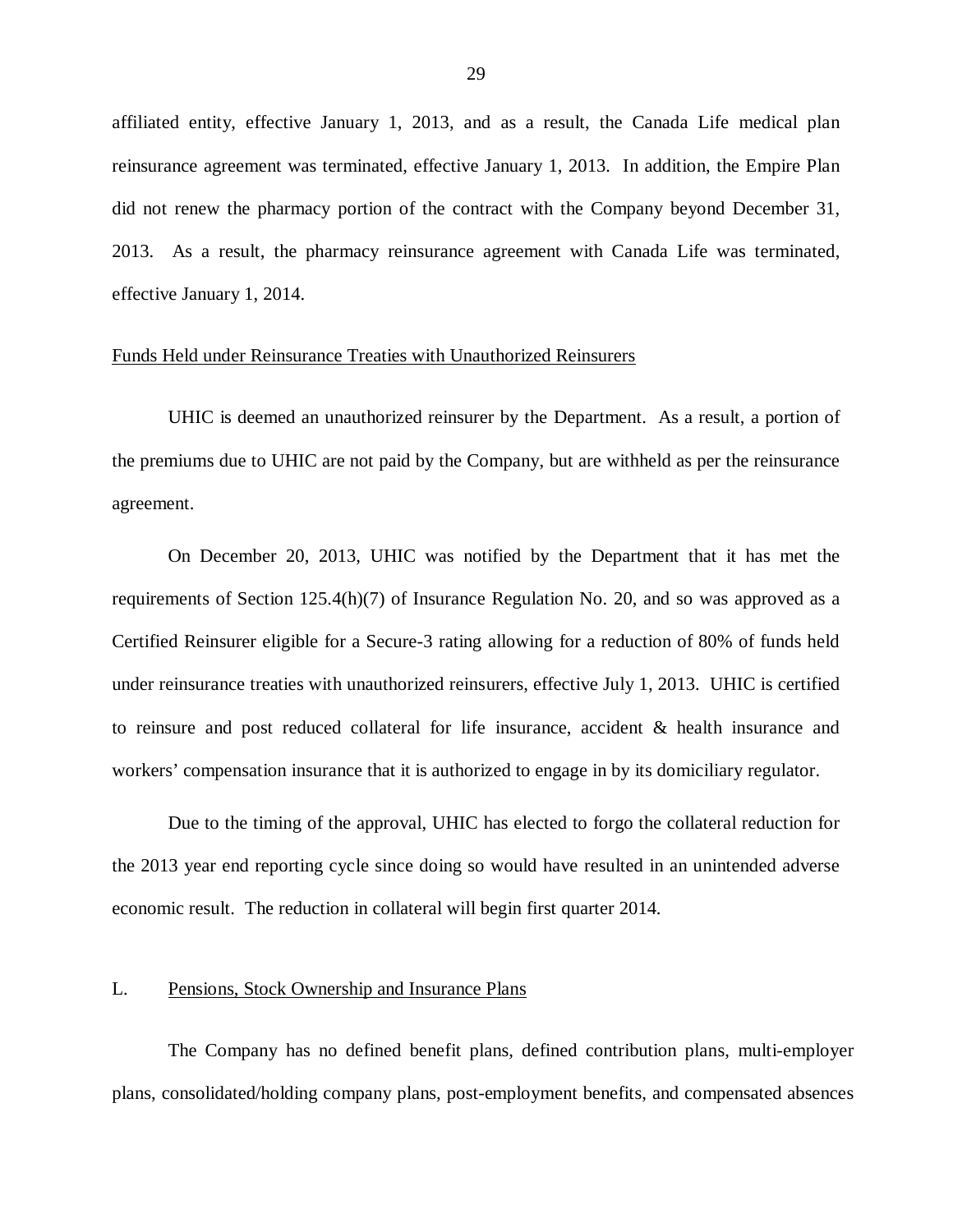affiliated entity, effective January 1, 2013, and as a result, the Canada Life medical plan reinsurance agreement was terminated, effective January 1, 2013. In addition, the Empire Plan did not renew the pharmacy portion of the contract with the Company beyond December 31, 2013. As a result, the pharmacy reinsurance agreement with Canada Life was terminated, effective January 1, 2014.

Funds Held under Reinsurance Treaties with Unauthorized Reinsurers

UHIC is deemed an unauthorized reinsurer by the Department. As a result, a portion of the premiums due to UHIC are not paid by the Company, but are withheld as per the reinsurance agreement.

On December 20, 2013, UHIC was notified by the Department that it has met the requirements of Section 125.4(h)(7) of Insurance Regulation No. 20, and so was approved as a Certified Reinsurer eligible for a Secure-3 rating allowing for a reduction of 80% of funds held under reinsurance treaties with unauthorized reinsurers, effective July 1, 2013. UHIC is certified to reinsure and post reduced collateral for life insurance, accident & health insurance and workers' compensation insurance that it is authorized to engage in by its domiciliary regulator.

Due to the timing of the approval, UHIC has elected to forgo the collateral reduction for the 2013 year end reporting cycle since doing so would have resulted in an unintended adverse economic result. The reduction in collateral will begin first quarter 2014.

## L. Pensions, Stock Ownership and Insurance Plans

The Company has no defined benefit plans, defined contribution plans, multi-employer plans, consolidated/holding company plans, post-employment benefits, and compensated absences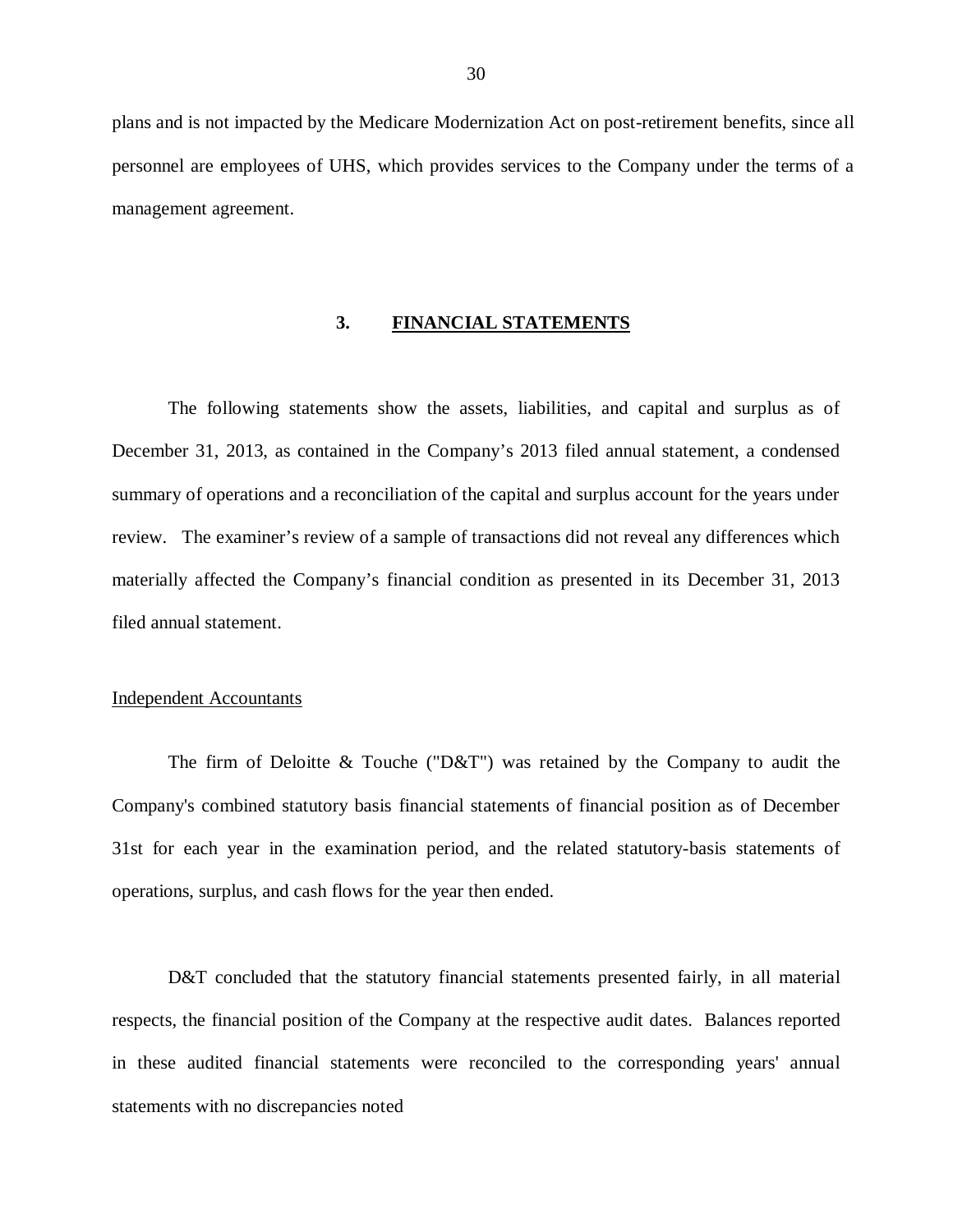plans and is not impacted by the Medicare Modernization Act on post-retirement benefits, since all personnel are employees of UHS, which provides services to the Company under the terms of a management agreement.

## 3. FINANCIAL STATEMENTS

The following statements show the assets, liabilities, and capital and surplus as of December 31, 2013, as contained in the Company's 2013 filed annual statement, a condensed summary of operations and a reconciliation of the capital and surplus account for the years under review. The examiner's review of a sample of transactions did not reveal any differences which materially affected the Company's financial condition as presented in its December 31, 2013 filed annual statement.

### Independent Accountants

The firm of Deloitte & Touche ("D&T") was retained by the Company to audit the Company's combined statutory basis financial statements of financial position as of December 31st for each year in the examination period, and the related statutory-basis statements of operations, surplus, and cash flows for the year then ended.

D&T concluded that the statutory financial statements presented fairly, in all material respects, the financial position of the Company at the respective audit dates. Balances reported in these audited financial statements were reconciled to the corresponding years' annual statements with no discrepancies noted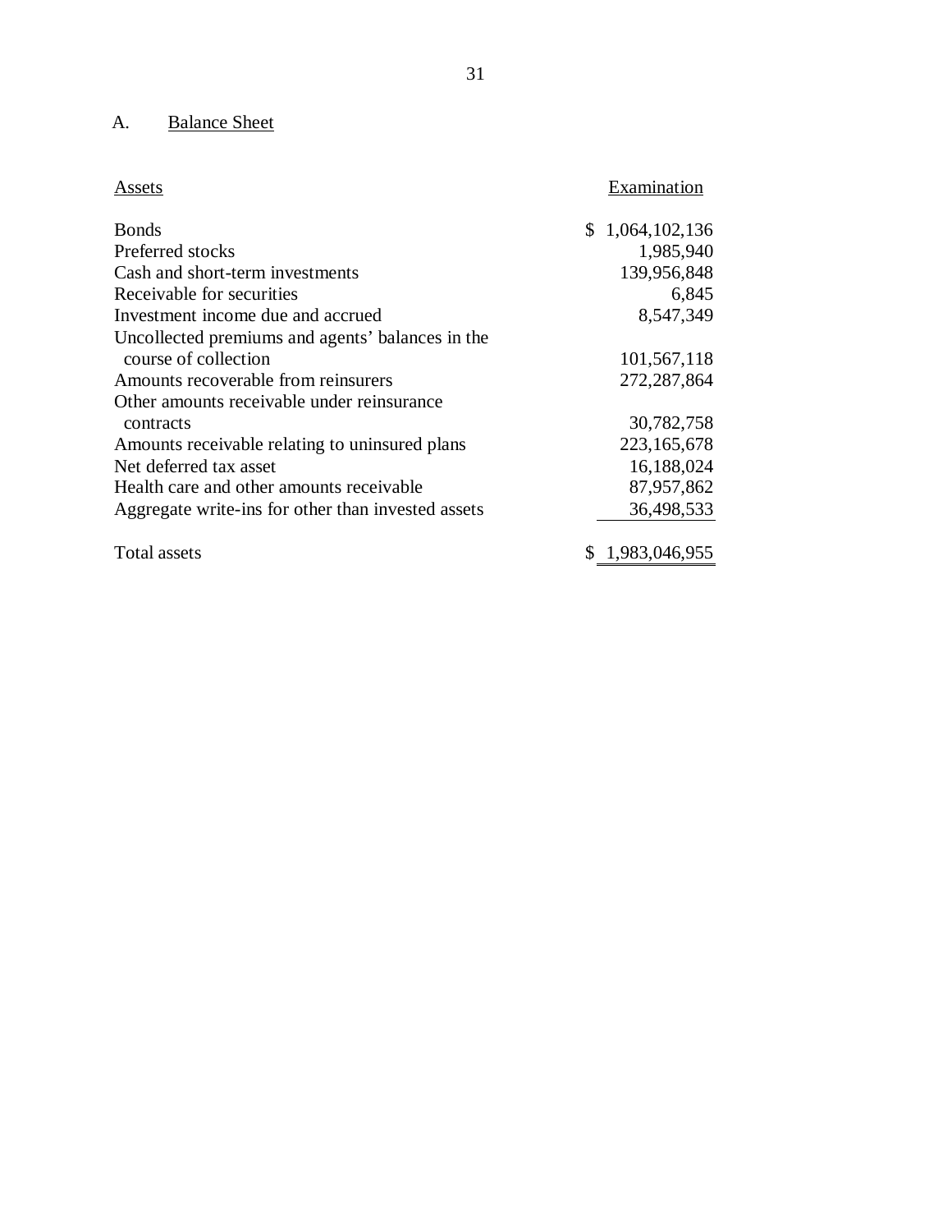## A. Balance Sheet

| Assets | Examination |
|---|---|
| Bonds | $ 1,064,102,136 |
| Preferred stocks | 1,985,940 |
| Cash and short-term investments | 139,956,848 |
| Receivable for securities | 6,845 |
| Investment income due and accrued | 8,547,349 |
| Uncollected premiums and agents' balances in the course of collection | 101,567,118 |
| Amounts recoverable from reinsurers | 272,287,864 |
| Other amounts receivable under reinsurance contracts | 30,782,758 |
| Amounts receivable relating to uninsured plans | 223,165,678 |
| Net deferred tax asset | 16,188,024 |
| Health care and other amounts receivable | 87,957,862 |
| Aggregate write-ins for other than invested assets | 36,498,533 |
| Total assets | $ 1,983,046,955 |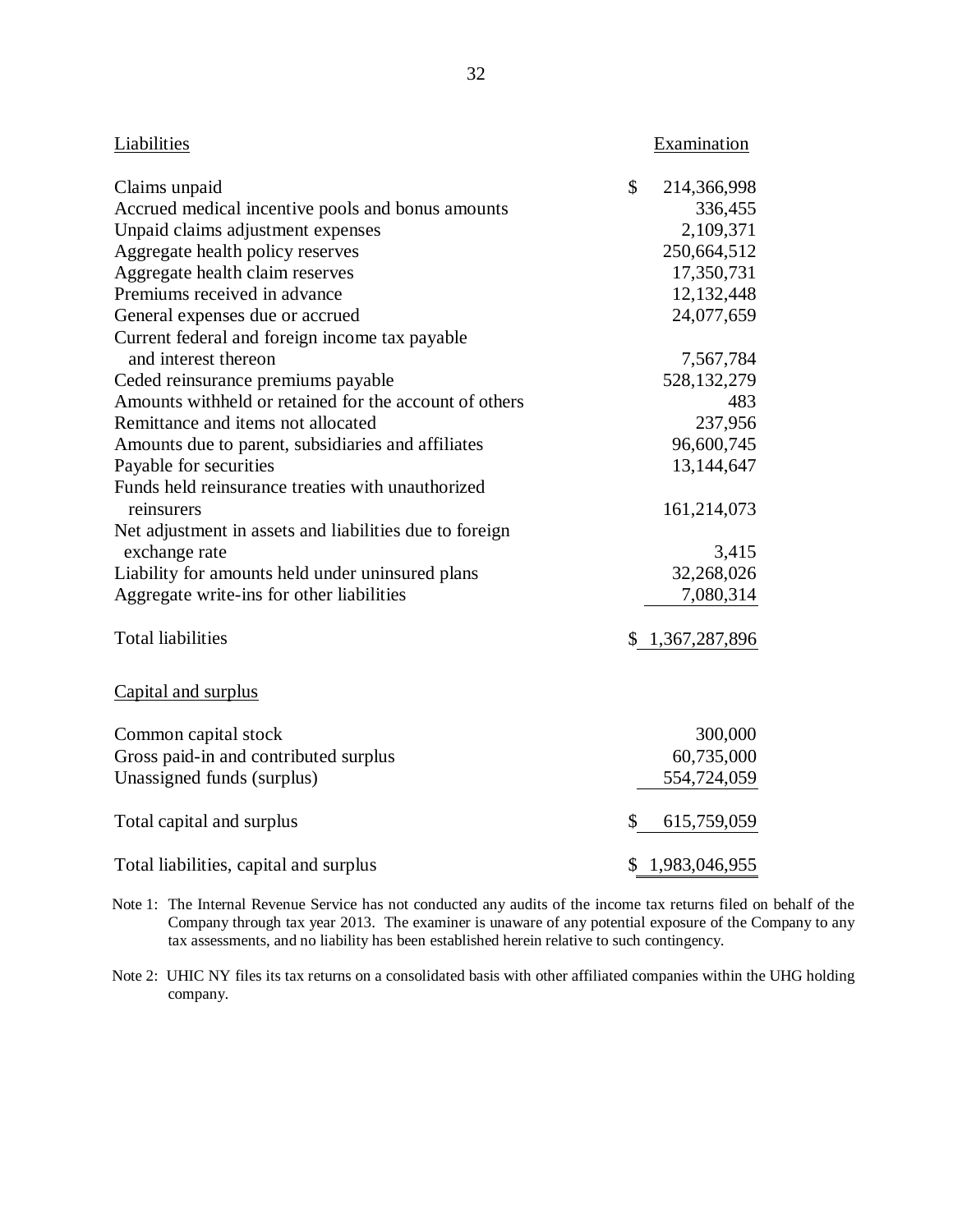| Liabilities | Examination |
|---|---|
| Claims unpaid | $ 214,366,998 |
| Accrued medical incentive pools and bonus amounts | 336,455 |
| Unpaid claims adjustment expenses | 2,109,371 |
| Aggregate health policy reserves | 250,664,512 |
| Aggregate health claim reserves | 17,350,731 |
| Premiums received in advance | 12,132,448 |
| General expenses due or accrued | 24,077,659 |
| Current federal and foreign income tax payable and interest thereon | 7,567,784 |
| Ceded reinsurance premiums payable | 528,132,279 |
| Amounts withheld or retained for the account of others | 483 |
| Remittance and items not allocated | 237,956 |
| Amounts due to parent, subsidiaries and affiliates | 96,600,745 |
| Payable for securities | 13,144,647 |
| Funds held reinsurance treaties with unauthorized reinsurers | 161,214,073 |
| Net adjustment in assets and liabilities due to foreign exchange rate | 3,415 |
| Liability for amounts held under uninsured plans | 32,268,026 |
| Aggregate write-ins for other liabilities | 7,080,314 |
| Total liabilities | $ 1,367,287,896 |
| **Capital and surplus** | |
| Common capital stock | 300,000 |
| Gross paid-in and contributed surplus | 60,735,000 |
| Unassigned funds (surplus) | 554,724,059 |
| Total capital and surplus | $ 615,759,059 |
| Total liabilities, capital and surplus | $ 1,983,046,955 |

Note 1: The Internal Revenue Service has not conducted any audits of the income tax returns filed on behalf of the Company through tax year 2013. The examiner is unaware of any potential exposure of the Company to any tax assessments, and no liability has been established herein relative to such contingency.

Note 2: UHIC NY files its tax returns on a consolidated basis with other affiliated companies within the UHG holding company.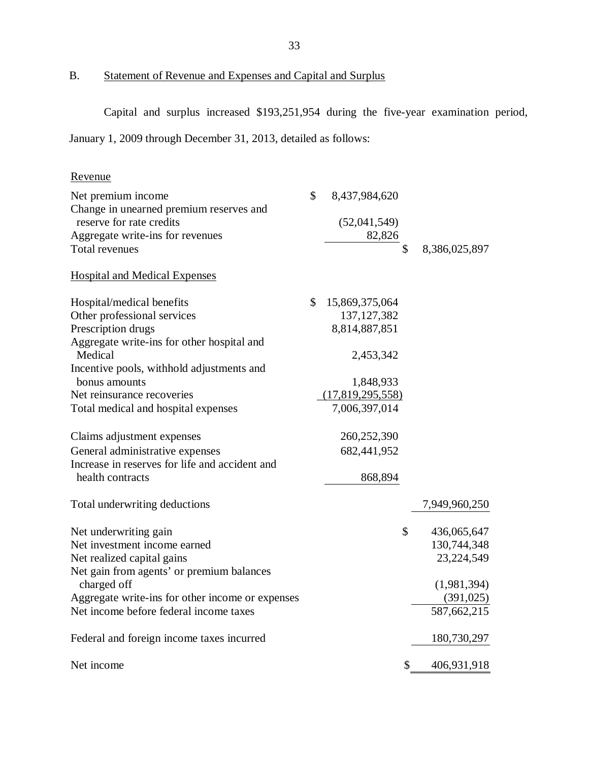## B. Statement of Revenue and Expenses and Capital and Surplus

Capital and surplus increased $193,251,954 during the five-year examination period, January 1, 2009 through December 31, 2013, detailed as follows:

| | | |
|---|---|---|
| Revenue | | |
| Net premium income | $ 8,437,984,620 | |
| Change in unearned premium reserves and reserve for rate credits | (52,041,549) | |
| Aggregate write-ins for revenues | 82,826 | |
| Total revenues | | $ 8,386,025,897 |
| Hospital and Medical Expenses | | |
| Hospital/medical benefits | $ 15,869,375,064 | |
| Other professional services | 137,127,382 | |
| Prescription drugs | 8,814,887,851 | |
| Aggregate write-ins for other hospital and Medical | 2,453,342 | |
| Incentive pools, withhold adjustments and bonus amounts | 1,848,933 | |
| Net reinsurance recoveries | (17,819,295,558) | |
| Total medical and hospital expenses | 7,006,397,014 | |
| Claims adjustment expenses | 260,252,390 | |
| General administrative expenses | 682,441,952 | |
| Increase in reserves for life and accident and health contracts | 868,894 | |
| Total underwriting deductions | | 7,949,960,250 |
| Net underwriting gain | | $ 436,065,647 |
| Net investment income earned | | 130,744,348 |
| Net realized capital gains | | 23,224,549 |
| Net gain from agents' or premium balances charged off | | (1,981,394) |
| Aggregate write-ins for other income or expenses | | (391,025) |
| Net income before federal income taxes | | 587,662,215 |
| Federal and foreign income taxes incurred | | 180,730,297 |
| Net income | | $ 406,931,918 |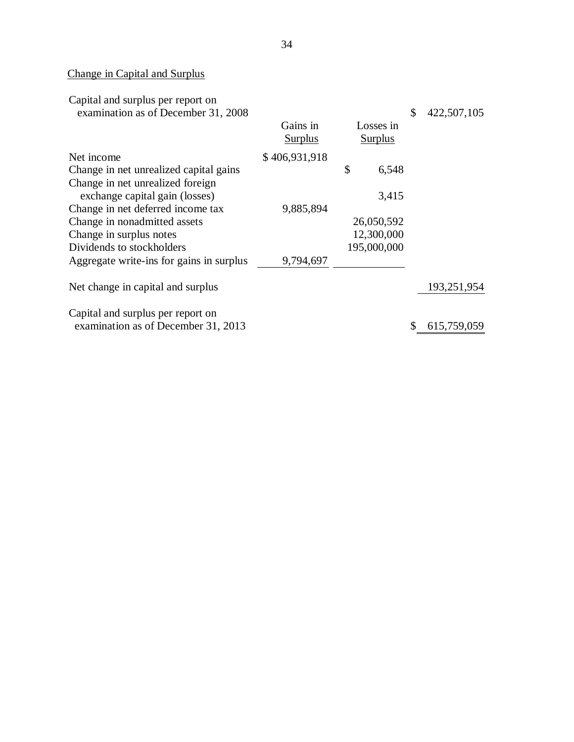Change in Capital and Surplus

| | Gains in Surplus | Losses in Surplus | |
|---|---|---|---|
| Capital and surplus per report on examination as of December 31, 2008 | | | $ 422,507,105 |
| Net income | $ 406,931,918 | | |
| Change in net unrealized capital gains | | $ 6,548 | |
| Change in net unrealized foreign exchange capital gain (losses) | | 3,415 | |
| Change in net deferred income tax | 9,885,894 | | |
| Change in nonadmitted assets | | 26,050,592 | |
| Change in surplus notes | | 12,300,000 | |
| Dividends to stockholders | | 195,000,000 | |
| Aggregate write-ins for gains in surplus | 9,794,697 | | |
| Net change in capital and surplus | | | 193,251,954 |
| Capital and surplus per report on examination as of December 31, 2013 | | | $ 615,759,059 |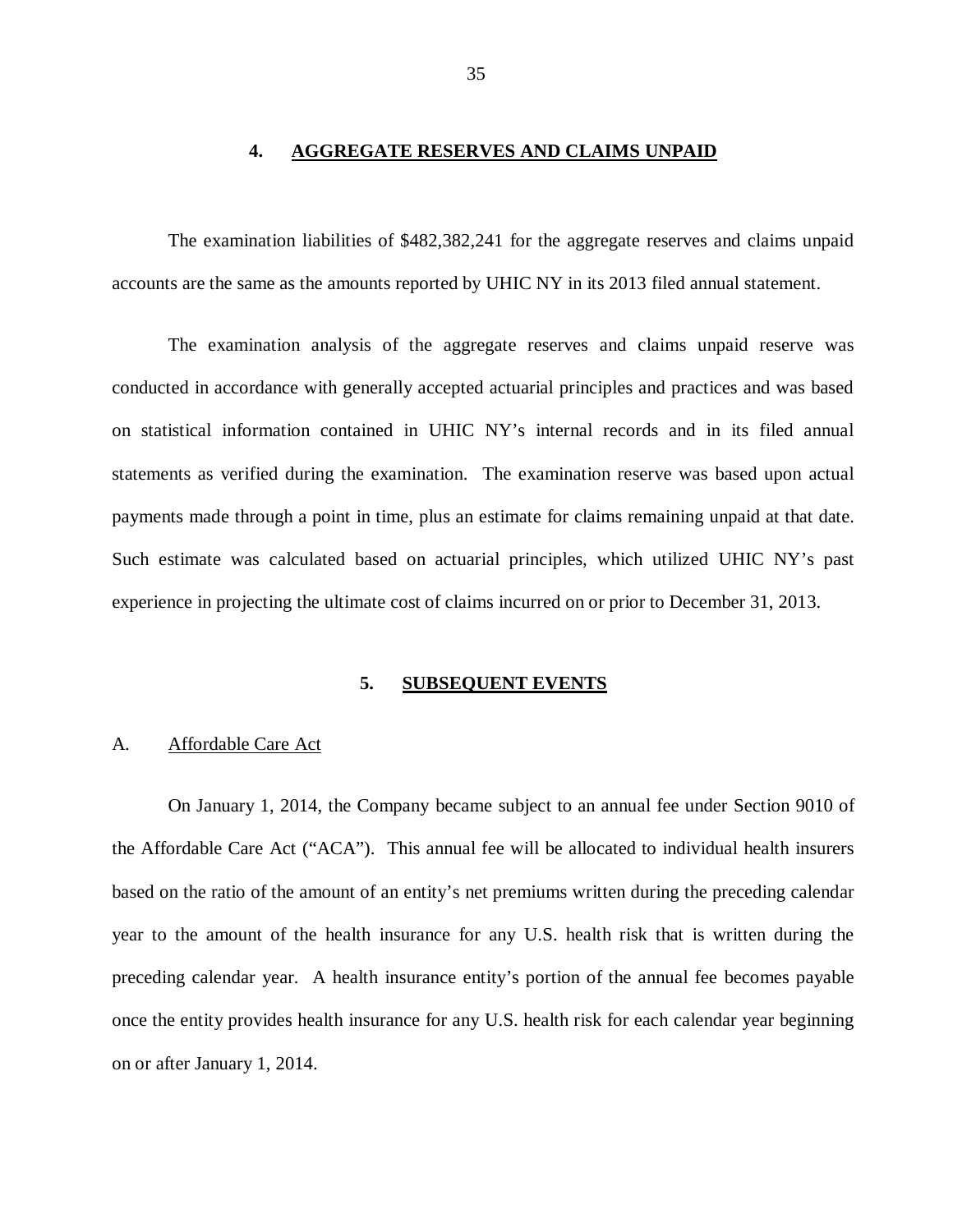## 4. AGGREGATE RESERVES AND CLAIMS UNPAID

The examination liabilities of $482,382,241 for the aggregate reserves and claims unpaid accounts are the same as the amounts reported by UHIC NY in its 2013 filed annual statement.

The examination analysis of the aggregate reserves and claims unpaid reserve was conducted in accordance with generally accepted actuarial principles and practices and was based on statistical information contained in UHIC NY's internal records and in its filed annual statements as verified during the examination. The examination reserve was based upon actual payments made through a point in time, plus an estimate for claims remaining unpaid at that date. Such estimate was calculated based on actuarial principles, which utilized UHIC NY's past experience in projecting the ultimate cost of claims incurred on or prior to December 31, 2013.

## 5. SUBSEQUENT EVENTS

### A. Affordable Care Act

On January 1, 2014, the Company became subject to an annual fee under Section 9010 of the Affordable Care Act ("ACA"). This annual fee will be allocated to individual health insurers based on the ratio of the amount of an entity's net premiums written during the preceding calendar year to the amount of the health insurance for any U.S. health risk that is written during the preceding calendar year. A health insurance entity's portion of the annual fee becomes payable once the entity provides health insurance for any U.S. health risk for each calendar year beginning on or after January 1, 2014.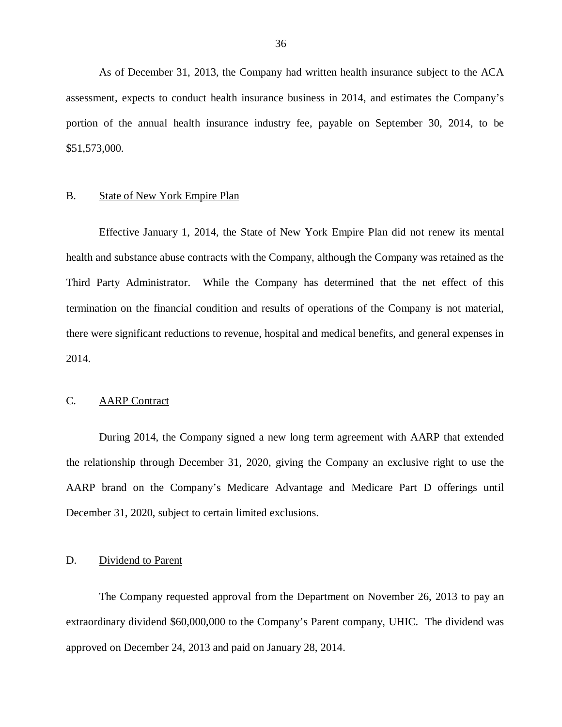As of December 31, 2013, the Company had written health insurance subject to the ACA assessment, expects to conduct health insurance business in 2014, and estimates the Company's portion of the annual health insurance industry fee, payable on September 30, 2014, to be $51,573,000.

B. State of New York Empire Plan

Effective January 1, 2014, the State of New York Empire Plan did not renew its mental health and substance abuse contracts with the Company, although the Company was retained as the Third Party Administrator. While the Company has determined that the net effect of this termination on the financial condition and results of operations of the Company is not material, there were significant reductions to revenue, hospital and medical benefits, and general expenses in 2014.

C. AARP Contract

During 2014, the Company signed a new long term agreement with AARP that extended the relationship through December 31, 2020, giving the Company an exclusive right to use the AARP brand on the Company's Medicare Advantage and Medicare Part D offerings until December 31, 2020, subject to certain limited exclusions.

D. Dividend to Parent

The Company requested approval from the Department on November 26, 2013 to pay an extraordinary dividend $60,000,000 to the Company's Parent company, UHIC. The dividend was approved on December 24, 2013 and paid on January 28, 2014.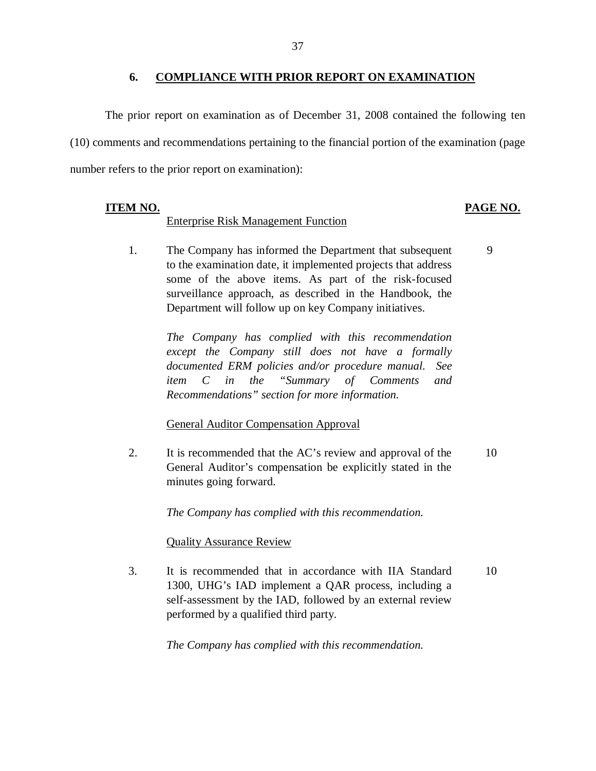## 6. COMPLIANCE WITH PRIOR REPORT ON EXAMINATION

The prior report on examination as of December 31, 2008 contained the following ten (10) comments and recommendations pertaining to the financial portion of the examination (page number refers to the prior report on examination):

| ITEM NO. | | PAGE NO. |
|---|---|---|
| | Enterprise Risk Management Function | |
| 1. | The Company has informed the Department that subsequent to the examination date, it implemented projects that address some of the above items. As part of the risk-focused surveillance approach, as described in the Handbook, the Department will follow up on key Company initiatives.<br><br>*The Company has complied with this recommendation except the Company still does not have a formally documented ERM policies and/or procedure manual. See item C in the "Summary of Comments and Recommendations" section for more information.* | 9 |
| | General Auditor Compensation Approval | |
| 2. | It is recommended that the AC's review and approval of the General Auditor's compensation be explicitly stated in the minutes going forward.<br><br>*The Company has complied with this recommendation.* | 10 |
| | Quality Assurance Review | |
| 3. | It is recommended that in accordance with IIA Standard 1300, UHG's IAD implement a QAR process, including a self-assessment by the IAD, followed by an external review performed by a qualified third party.<br><br>*The Company has complied with this recommendation.* | 10 |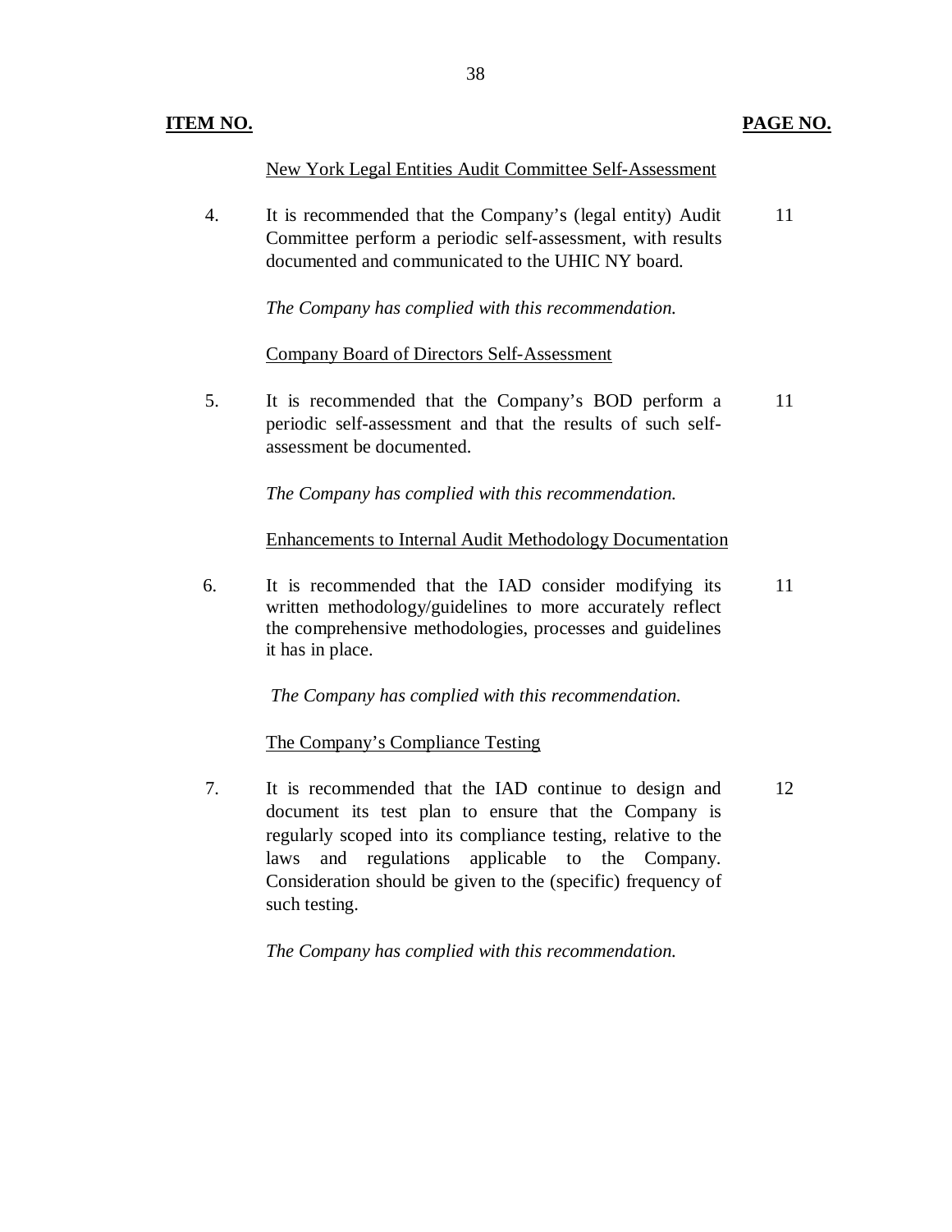| **ITEM NO.** | | **PAGE NO.** |
|---|---|---|
| | New York Legal Entities Audit Committee Self-Assessment | |
| 4. | It is recommended that the Company's (legal entity) Audit Committee perform a periodic self-assessment, with results documented and communicated to the UHIC NY board.<br><br>*The Company has complied with this recommendation.* | 11 |
| | Company Board of Directors Self-Assessment | |
| 5. | It is recommended that the Company's BOD perform a periodic self-assessment and that the results of such self-assessment be documented.<br><br>*The Company has complied with this recommendation.* | 11 |
| | Enhancements to Internal Audit Methodology Documentation | |
| 6. | It is recommended that the IAD consider modifying its written methodology/guidelines to more accurately reflect the comprehensive methodologies, processes and guidelines it has in place.<br><br>*The Company has complied with this recommendation.* | 11 |
| | The Company's Compliance Testing | |
| 7. | It is recommended that the IAD continue to design and document its test plan to ensure that the Company is regularly scoped into its compliance testing, relative to the laws and regulations applicable to the Company. Consideration should be given to the (specific) frequency of such testing.<br><br>*The Company has complied with this recommendation.* | 12 |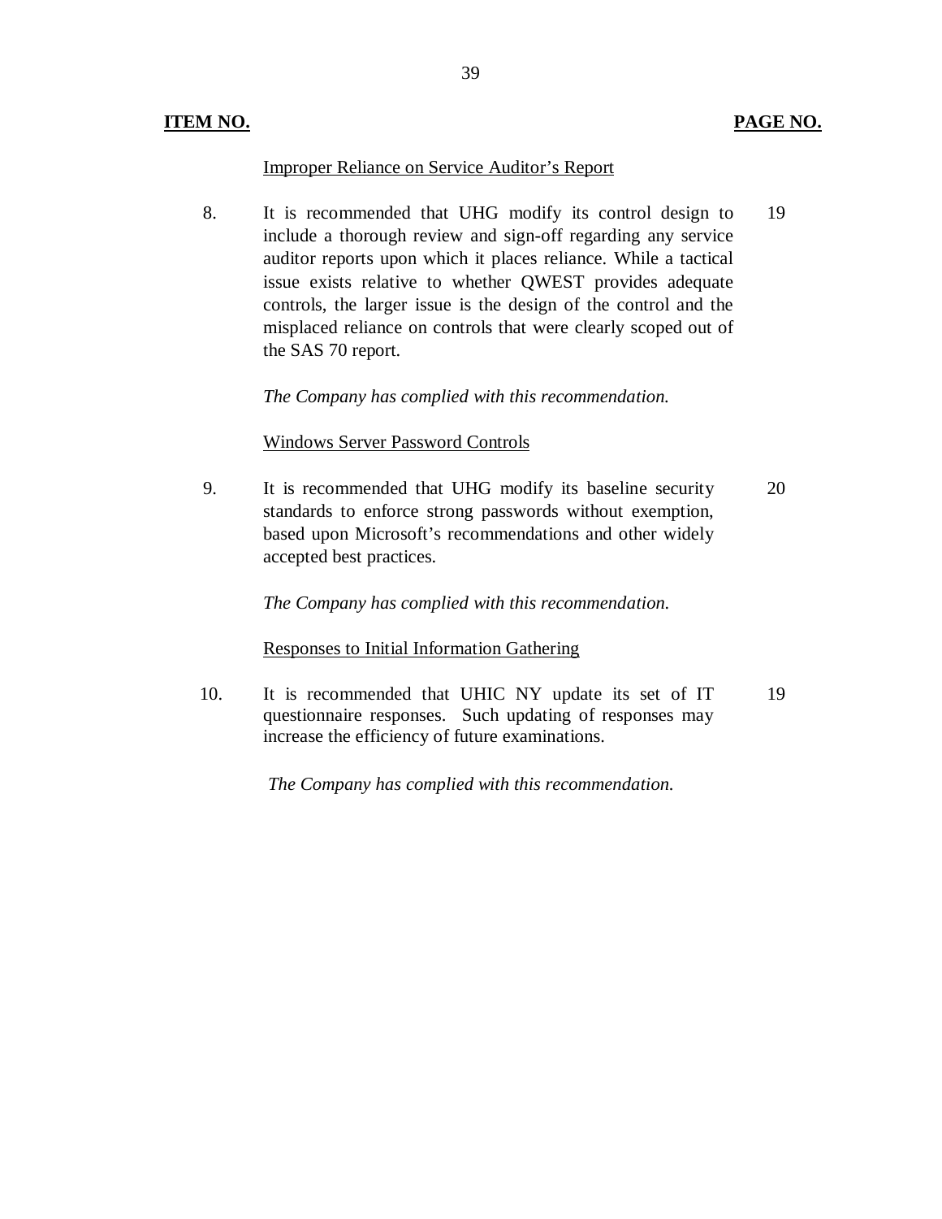**ITEM NO.** | **PAGE NO.**

Improper Reliance on Service Auditor's Report

| ITEM NO. | | PAGE NO. |
|---|---|---|
| 8. | It is recommended that UHG modify its control design to include a thorough review and sign-off regarding any service auditor reports upon which it places reliance. While a tactical issue exists relative to whether QWEST provides adequate controls, the larger issue is the design of the control and the misplaced reliance on controls that were clearly scoped out of the SAS 70 report. | 19 |

*The Company has complied with this recommendation.*

Windows Server Password Controls

| ITEM NO. | | PAGE NO. |
|---|---|---|
| 9. | It is recommended that UHG modify its baseline security standards to enforce strong passwords without exemption, based upon Microsoft's recommendations and other widely accepted best practices. | 20 |

*The Company has complied with this recommendation.*

Responses to Initial Information Gathering

| ITEM NO. | | PAGE NO. |
|---|---|---|
| 10. | It is recommended that UHIC NY update its set of IT questionnaire responses. Such updating of responses may increase the efficiency of future examinations. | 19 |

*The Company has complied with this recommendation.*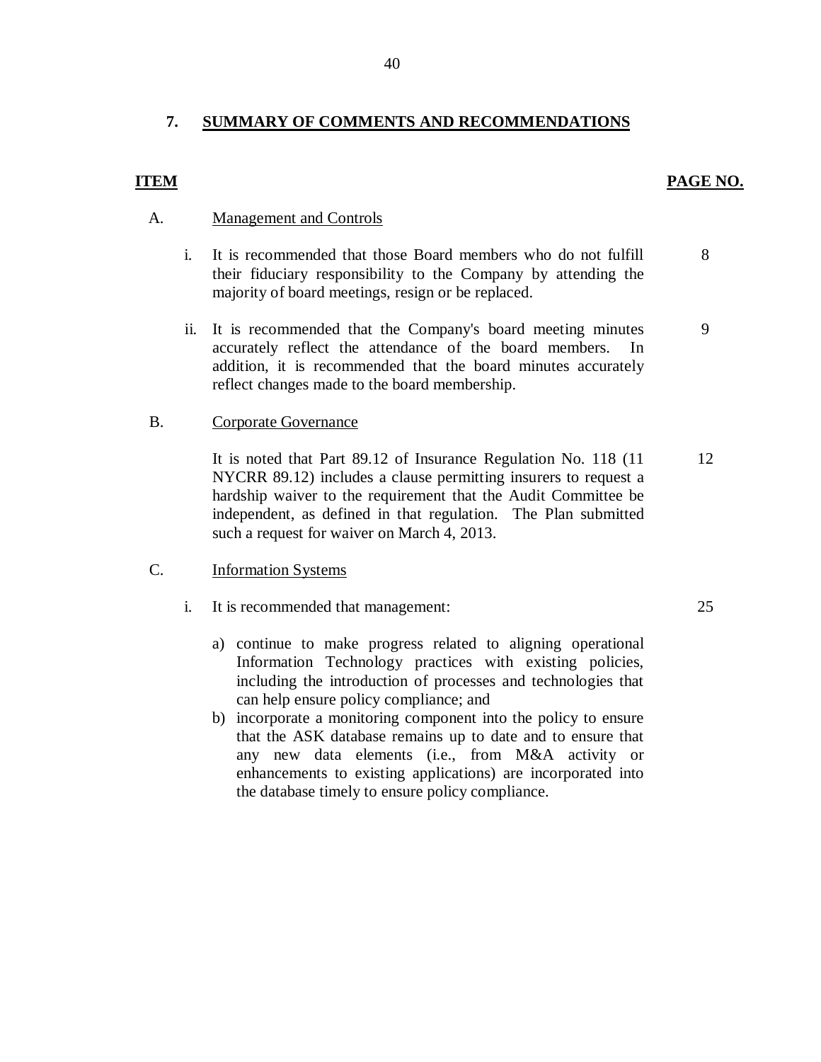## 7. SUMMARY OF COMMENTS AND RECOMMENDATIONS

| ITEM | | PAGE NO. |
|---|---|---|
| A. | Management and Controls | |
| | i. It is recommended that those Board members who do not fulfill their fiduciary responsibility to the Company by attending the majority of board meetings, resign or be replaced. | 8 |
| | ii. It is recommended that the Company's board meeting minutes accurately reflect the attendance of the board members. In addition, it is recommended that the board minutes accurately reflect changes made to the board membership. | 9 |
| B. | Corporate Governance | |
| | It is noted that Part 89.12 of Insurance Regulation No. 118 (11 NYCRR 89.12) includes a clause permitting insurers to request a hardship waiver to the requirement that the Audit Committee be independent, as defined in that regulation. The Plan submitted such a request for waiver on March 4, 2013. | 12 |
| C. | Information Systems | |
| | i. It is recommended that management:<br>a) continue to make progress related to aligning operational Information Technology practices with existing policies, including the introduction of processes and technologies that can help ensure policy compliance; and<br>b) incorporate a monitoring component into the policy to ensure that the ASK database remains up to date and to ensure that any new data elements (i.e., from M&A activity or enhancements to existing applications) are incorporated into the database timely to ensure policy compliance. | 25 |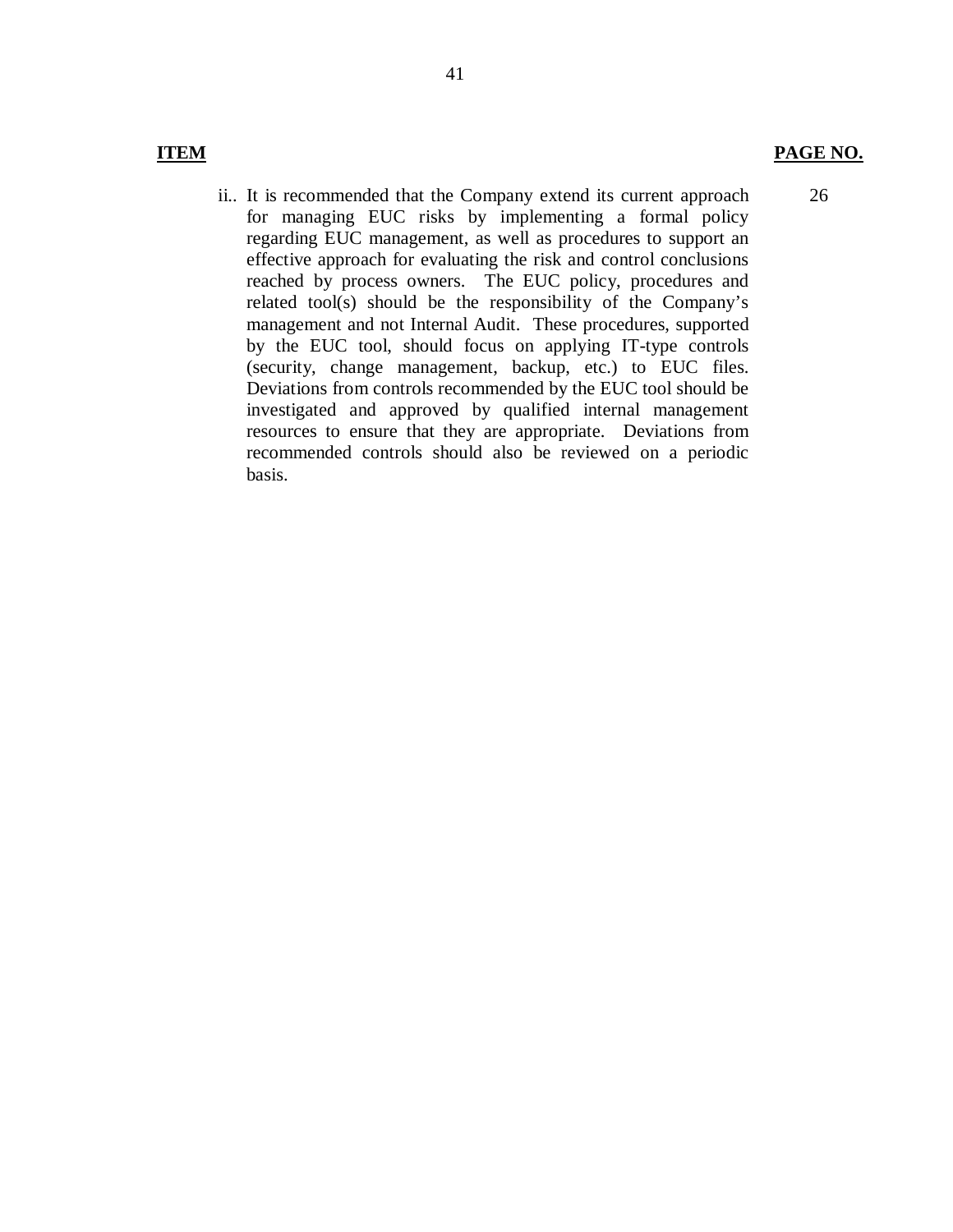| **ITEM** | **PAGE NO.** |
|---|---|
| ii.. It is recommended that the Company extend its current approach for managing EUC risks by implementing a formal policy regarding EUC management, as well as procedures to support an effective approach for evaluating the risk and control conclusions reached by process owners. The EUC policy, procedures and related tool(s) should be the responsibility of the Company's management and not Internal Audit. These procedures, supported by the EUC tool, should focus on applying IT-type controls (security, change management, backup, etc.) to EUC files. Deviations from controls recommended by the EUC tool should be investigated and approved by qualified internal management resources to ensure that they are appropriate. Deviations from recommended controls should also be reviewed on a periodic basis. | 26 |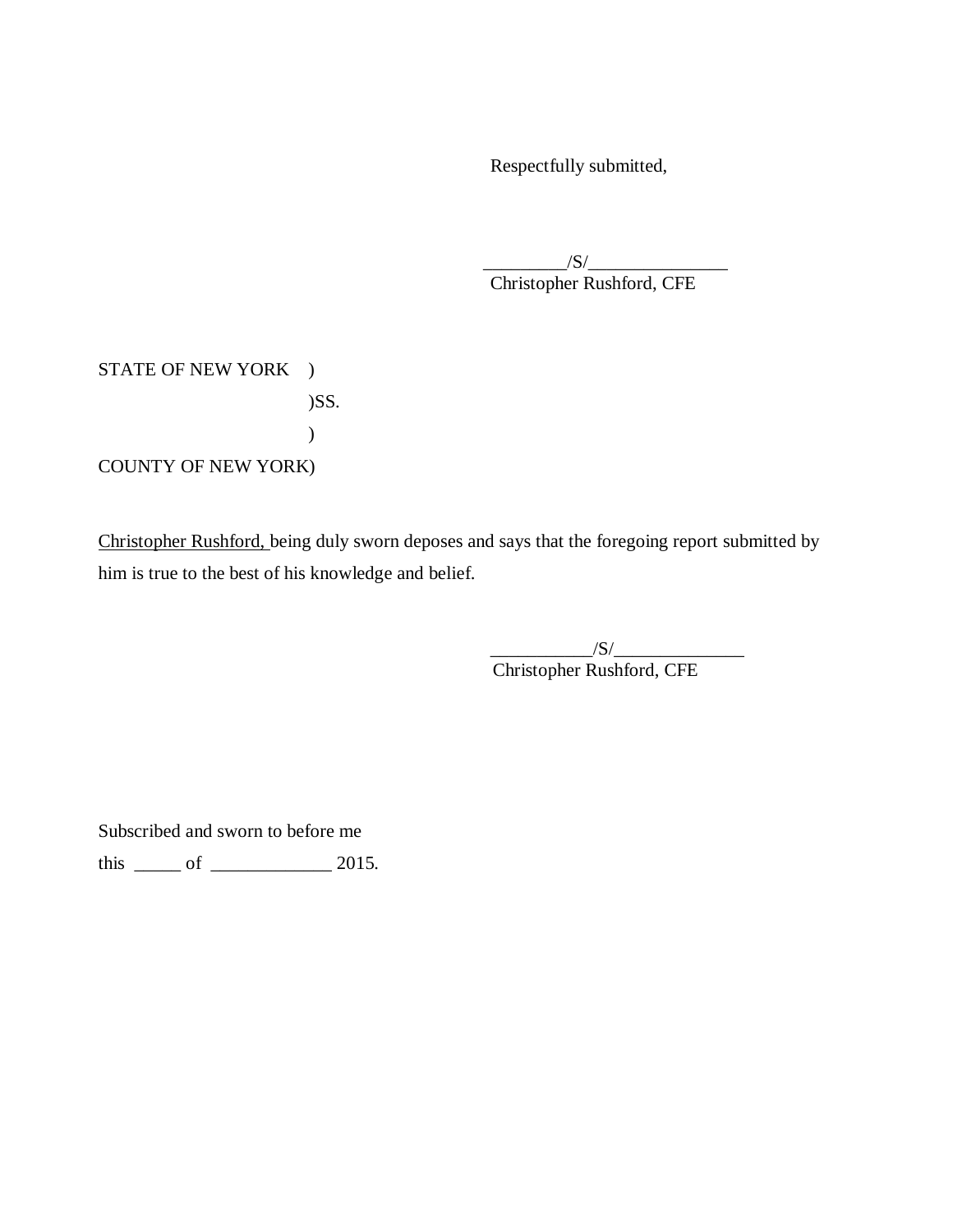Respectfully submitted,

_________/S/_______________
Christopher Rushford, CFE

STATE OF NEW YORK )
)SS.
)
COUNTY OF NEW YORK)

Christopher Rushford, being duly sworn deposes and says that the foregoing report submitted by him is true to the best of his knowledge and belief.

___________/S/______________
Christopher Rushford, CFE

Subscribed and sworn to before me
this _____ of _____________ 2015.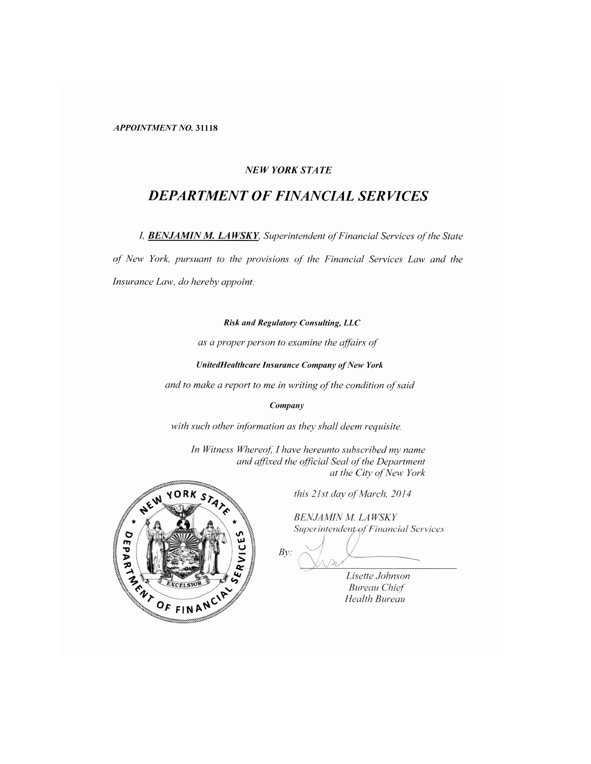***APPOINTMENT NO.* 31118**

*NEW YORK STATE*

## *DEPARTMENT OF FINANCIAL SERVICES*

*I, **BENJAMIN M. LAWSKY**, Superintendent of Financial Services of the State of New York, pursuant to the provisions of the Financial Services Law and the Insurance Law, do hereby appoint:*

***Risk and Regulatory Consulting, LLC***

*as a proper person to examine the affairs of*

***UnitedHealthcare Insurance Company of New York***

*and to make a report to me in writing of the condition of said*

***Company***

*with such other information as they shall deem requisite.*

*In Witness Whereof, I have hereunto subscribed my name and affixed the official Seal of the Department at the City of New York*

*this 21st day of March, 2014*

*BENJAMIN M. LAWSKY*
*Superintendent of Financial Services*

*By:*

*Lisette Johnson*
*Bureau Chief*
*Health Bureau*

NEW YORK STATE DEPARTMENT OF FINANCIAL SERVICES
EXCELSIOR